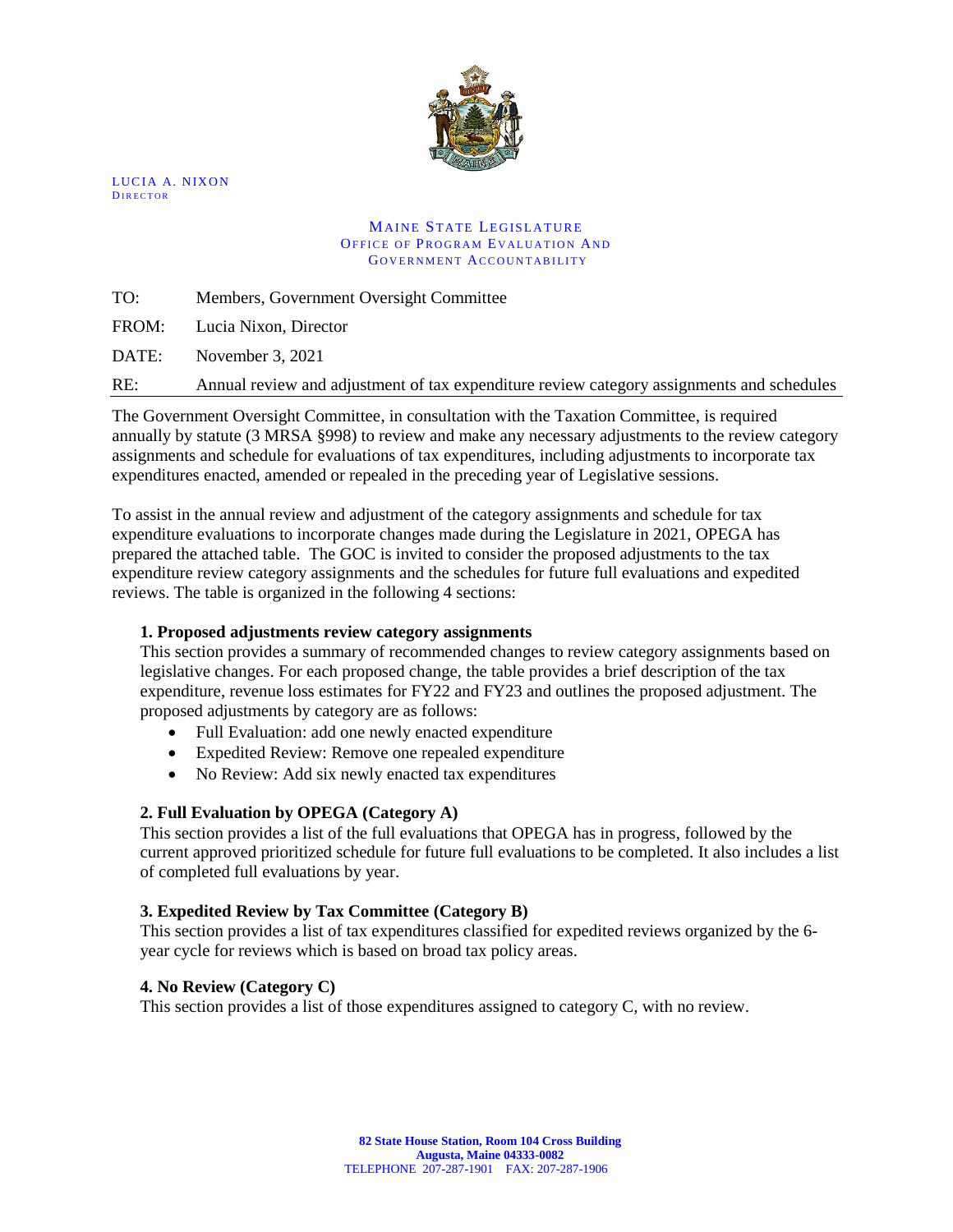LUCIA A. NIXON
DIRECTOR

MAINE STATE LEGISLATURE
OFFICE OF PROGRAM EVALUATION AND
GOVERNMENT ACCOUNTABILITY

TO: Members, Government Oversight Committee

FROM: Lucia Nixon, Director

DATE: November 3, 2021

RE: Annual review and adjustment of tax expenditure review category assignments and schedules

The Government Oversight Committee, in consultation with the Taxation Committee, is required annually by statute (3 MRSA §998) to review and make any necessary adjustments to the review category assignments and schedule for evaluations of tax expenditures, including adjustments to incorporate tax expenditures enacted, amended or repealed in the preceding year of Legislative sessions.

To assist in the annual review and adjustment of the category assignments and schedule for tax expenditure evaluations to incorporate changes made during the Legislature in 2021, OPEGA has prepared the attached table. The GOC is invited to consider the proposed adjustments to the tax expenditure review category assignments and the schedules for future full evaluations and expedited reviews. The table is organized in the following 4 sections:

**1. Proposed adjustments review category assignments**

This section provides a summary of recommended changes to review category assignments based on legislative changes. For each proposed change, the table provides a brief description of the tax expenditure, revenue loss estimates for FY22 and FY23 and outlines the proposed adjustment. The proposed adjustments by category are as follows:

- Full Evaluation: add one newly enacted expenditure
- Expedited Review: Remove one repealed expenditure
- No Review: Add six newly enacted tax expenditures

**2. Full Evaluation by OPEGA (Category A)**

This section provides a list of the full evaluations that OPEGA has in progress, followed by the current approved prioritized schedule for future full evaluations to be completed. It also includes a list of completed full evaluations by year.

**3. Expedited Review by Tax Committee (Category B)**

This section provides a list of tax expenditures classified for expedited reviews organized by the 6-year cycle for reviews which is based on broad tax policy areas.

**4. No Review (Category C)**

This section provides a list of those expenditures assigned to category C, with no review.

82 State House Station, Room 104 Cross Building
Augusta, Maine 04333-0082
TELEPHONE 207-287-1901 FAX: 207-287-1906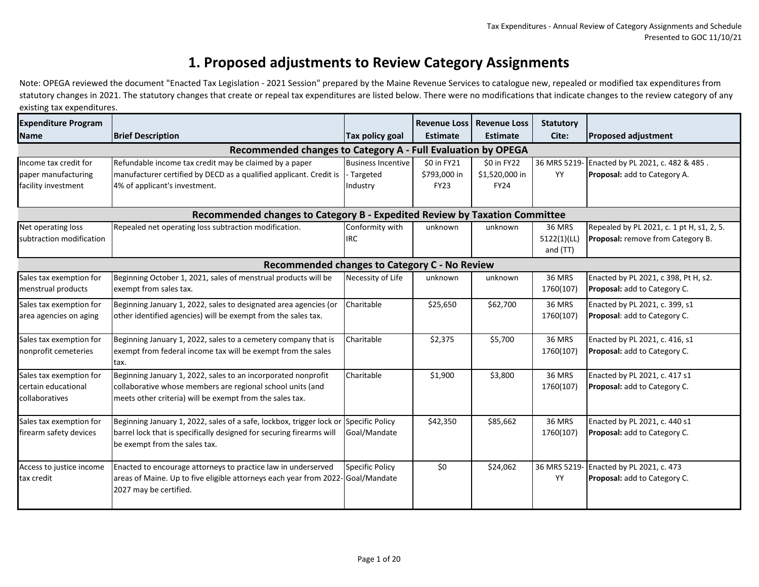# 1. Proposed adjustments to Review Category Assignments

Note: OPEGA reviewed the document "Enacted Tax Legislation - 2021 Session" prepared by the Maine Revenue Services to catalogue new, repealed or modified tax expenditures from statutory changes in 2021. The statutory changes that create or repeal tax expenditures are listed below. There were no modifications that indicate changes to the review category of any existing tax expenditures.

| Expenditure Program Name | Brief Description | Tax policy goal | Revenue Loss Estimate | Revenue Loss Estimate | Statutory Cite: | Proposed adjustment |
|---|---|---|---|---|---|---|
| **Recommended changes to Category A - Full Evaluation by OPEGA** | | | | | | |
| Income tax credit for paper manufacturing facility investment | Refundable income tax credit may be claimed by a paper manufacturer certified by DECD as a qualified applicant. Credit is 4% of applicant's investment. | Business Incentive - Targeted Industry | $0 in FY21 $793,000 in FY23 | $0 in FY22 $1,520,000 in FY24 | 36 MRS 5219-YY | Enacted by PL 2021, c. 482 & 485 . **Proposal:** add to Category A. |
| **Recommended changes to Category B - Expedited Review by Taxation Committee** | | | | | | |
| Net operating loss subtraction modification | Repealed net operating loss subtraction modification. | Conformity with IRC | unknown | unknown | 36 MRS 5122(1)(LL) and (TT) | Repealed by PL 2021, c. 1 pt H, s1, 2, 5. **Proposal:** remove from Category B. |
| **Recommended changes to Category C - No Review** | | | | | | |
| Sales tax exemption for menstrual products | Beginning October 1, 2021, sales of menstrual products will be exempt from sales tax. | Necessity of Life | unknown | unknown | 36 MRS 1760(107) | Enacted by PL 2021, c 398, Pt H, s2. **Proposal:** add to Category C. |
| Sales tax exemption for area agencies on aging | Beginning January 1, 2022, sales to designated area agencies (or other identified agencies) will be exempt from the sales tax. | Charitable | $25,650 | $62,700 | 36 MRS 1760(107) | Enacted by PL 2021, c. 399, s1 **Proposal**: add to Category C. |
| Sales tax exemption for nonprofit cemeteries | Beginning January 1, 2022, sales to a cemetery company that is exempt from federal income tax will be exempt from the sales tax. | Charitable | $2,375 | $5,700 | 36 MRS 1760(107) | Enacted by PL 2021, c. 416, s1 **Proposal**: add to Category C. |
| Sales tax exemption for certain educational collaboratives | Beginning January 1, 2022, sales to an incorporated nonprofit collaborative whose members are regional school units (and meets other criteria) will be exempt from the sales tax. | Charitable | $1,900 | $3,800 | 36 MRS 1760(107) | Enacted by PL 2021, c. 417 s1 **Proposal**: add to Category C. |
| Sales tax exemption for firearm safety devices | Beginning January 1, 2022, sales of a safe, lockbox, trigger lock or barrel lock that is specifically designed for securing firearms will be exempt from the sales tax. | Specific Policy Goal/Mandate | $42,350 | $85,662 | 36 MRS 1760(107) | Enacted by PL 2021, c. 440 s1 **Proposal**: add to Category C. |
| Access to justice income tax credit | Enacted to encourage attorneys to practice law in underserved areas of Maine. Up to five eligible attorneys each year from 2022-2027 may be certified. | Specific Policy Goal/Mandate | $0 | $24,062 | 36 MRS 5219-YY | Enacted by PL 2021, c. 473 **Proposal**: add to Category C. |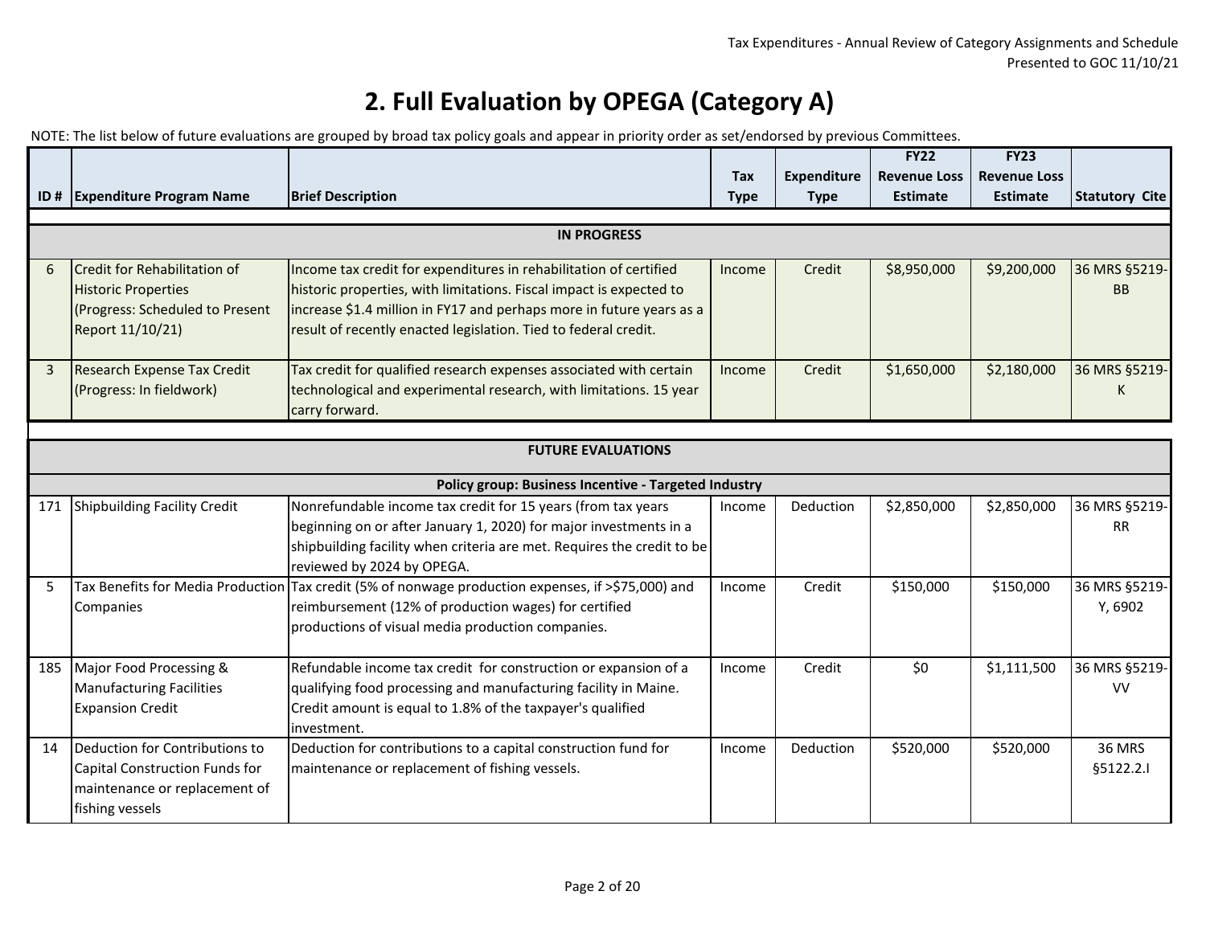# 2. Full Evaluation by OPEGA (Category A)

NOTE: The list below of future evaluations are grouped by broad tax policy goals and appear in priority order as set/endorsed by previous Committees.

| ID # | Expenditure Program Name | Brief Description | Tax Type | Expenditure Type | FY22 Revenue Loss Estimate | FY23 Revenue Loss Estimate | Statutory Cite |
|---|---|---|---|---|---|---|---|
| | | **IN PROGRESS** | | | | | |
| 6 | Credit for Rehabilitation of Historic Properties (Progress: Scheduled to Present Report 11/10/21) | Income tax credit for expenditures in rehabilitation of certified historic properties, with limitations. Fiscal impact is expected to increase $1.4 million in FY17 and perhaps more in future years as a result of recently enacted legislation. Tied to federal credit. | Income | Credit | $8,950,000 | $9,200,000 | 36 MRS §5219-BB |
| 3 | Research Expense Tax Credit (Progress: In fieldwork) | Tax credit for qualified research expenses associated with certain technological and experimental research, with limitations. 15 year carry forward. | Income | Credit | $1,650,000 | $2,180,000 | 36 MRS §5219-K |
| | | **FUTURE EVALUATIONS** | | | | | |
| | | **Policy group: Business Incentive - Targeted Industry** | | | | | |
| 171 | Shipbuilding Facility Credit | Nonrefundable income tax credit for 15 years (from tax years beginning on or after January 1, 2020) for major investments in a shipbuilding facility when criteria are met. Requires the credit to be reviewed by 2024 by OPEGA. | Income | Deduction | $2,850,000 | $2,850,000 | 36 MRS §5219-RR |
| 5 | Tax Benefits for Media Production Companies | Tax credit (5% of nonwage production expenses, if >$75,000) and reimbursement (12% of production wages) for certified productions of visual media production companies. | Income | Credit | $150,000 | $150,000 | 36 MRS §5219-Y, 6902 |
| 185 | Major Food Processing & Manufacturing Facilities Expansion Credit | Refundable income tax credit for construction or expansion of a qualifying food processing and manufacturing facility in Maine. Credit amount is equal to 1.8% of the taxpayer's qualified investment. | Income | Credit | $0 | $1,111,500 | 36 MRS §5219-VV |
| 14 | Deduction for Contributions to Capital Construction Funds for maintenance or replacement of fishing vessels | Deduction for contributions to a capital construction fund for maintenance or replacement of fishing vessels. | Income | Deduction | $520,000 | $520,000 | 36 MRS §5122.2.I |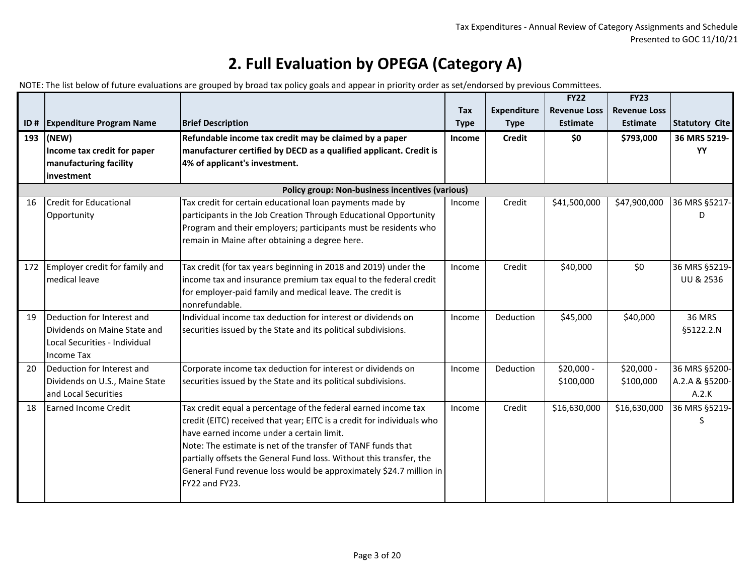# 2. Full Evaluation by OPEGA (Category A)

NOTE: The list below of future evaluations are grouped by broad tax policy goals and appear in priority order as set/endorsed by previous Committees.

| ID # | Expenditure Program Name | Brief Description | Tax Type | Expenditure Type | FY22 Revenue Loss Estimate | FY23 Revenue Loss Estimate | Statutory Cite |
|---|---|---|---|---|---|---|---|
| **193** | **(NEW) Income tax credit for paper manufacturing facility investment** | **Refundable income tax credit may be claimed by a paper manufacturer certified by DECD as a qualified applicant. Credit is 4% of applicant's investment.** | **Income** | **Credit** | **$0** | **$793,000** | **36 MRS 5219-YY** |
| | | **Policy group: Non-business incentives (various)** | | | | | |
| 16 | Credit for Educational Opportunity | Tax credit for certain educational loan payments made by participants in the Job Creation Through Educational Opportunity Program and their employers; participants must be residents who remain in Maine after obtaining a degree here. | Income | Credit | $41,500,000 | $47,900,000 | 36 MRS §5217-D |
| 172 | Employer credit for family and medical leave | Tax credit (for tax years beginning in 2018 and 2019) under the income tax and insurance premium tax equal to the federal credit for employer-paid family and medical leave. The credit is nonrefundable. | Income | Credit | $40,000 | $0 | 36 MRS §5219-UU & 2536 |
| 19 | Deduction for Interest and Dividends on Maine State and Local Securities - Individual Income Tax | Individual income tax deduction for interest or dividends on securities issued by the State and its political subdivisions. | Income | Deduction | $45,000 | $40,000 | 36 MRS §5122.2.N |
| 20 | Deduction for Interest and Dividends on U.S., Maine State and Local Securities | Corporate income tax deduction for interest or dividends on securities issued by the State and its political subdivisions. | Income | Deduction | $20,000 - $100,000 | $20,000 - $100,000 | 36 MRS §5200-A.2.A & §5200-A.2.K |
| 18 | Earned Income Credit | Tax credit equal a percentage of the federal earned income tax credit (EITC) received that year; EITC is a credit for individuals who have earned income under a certain limit. Note: The estimate is net of the transfer of TANF funds that partially offsets the General Fund loss. Without this transfer, the General Fund revenue loss would be approximately $24.7 million in FY22 and FY23. | Income | Credit | $16,630,000 | $16,630,000 | 36 MRS §5219-S |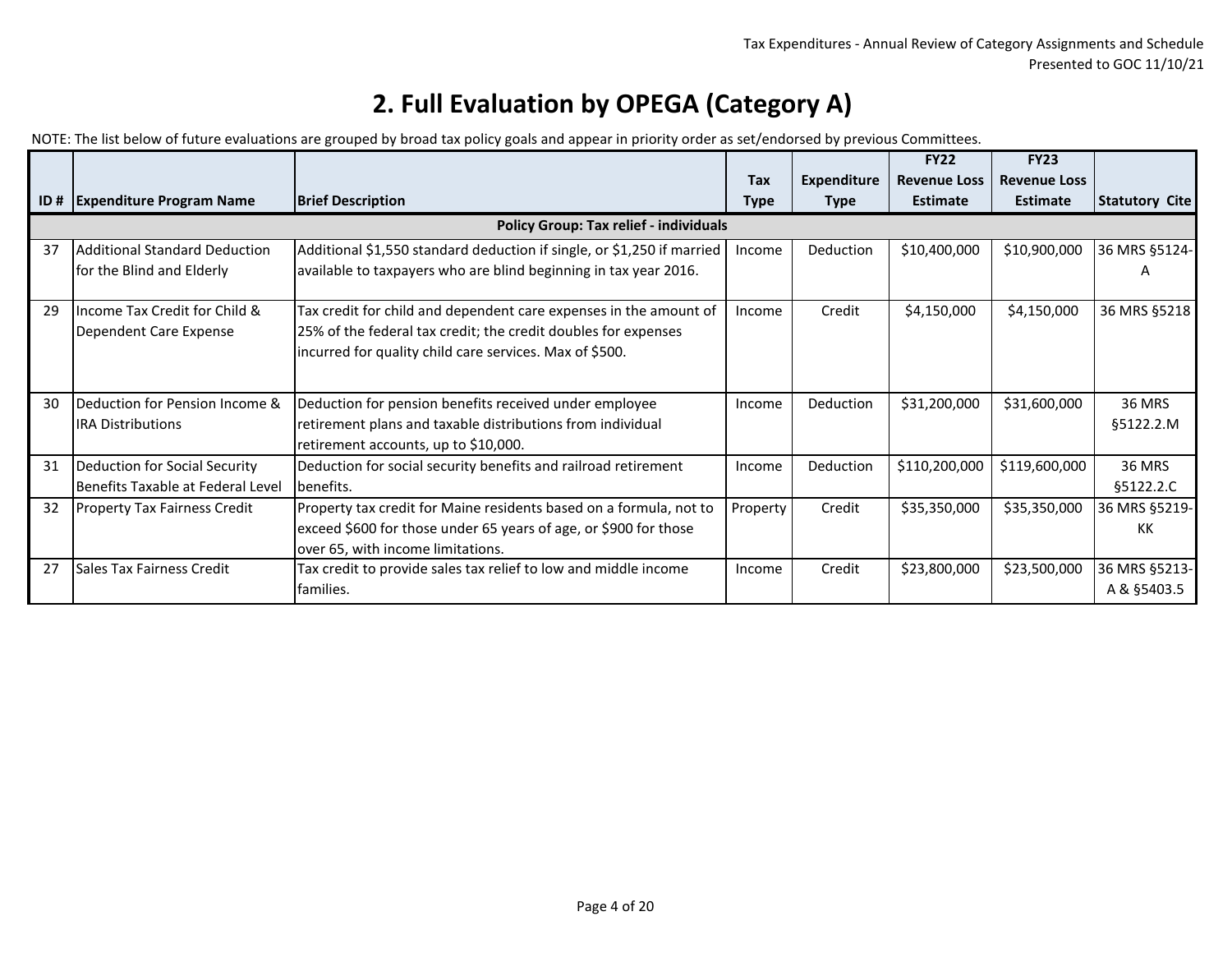# 2. Full Evaluation by OPEGA (Category A)

NOTE: The list below of future evaluations are grouped by broad tax policy goals and appear in priority order as set/endorsed by previous Committees.

| ID # | Expenditure Program Name | Brief Description | Tax Type | Expenditure Type | FY22 Revenue Loss Estimate | FY23 Revenue Loss Estimate | Statutory Cite |
|---|---|---|---|---|---|---|---|
| | | **Policy Group: Tax relief - individuals** | | | | | |
| 37 | Additional Standard Deduction for the Blind and Elderly | Additional $1,550 standard deduction if single, or $1,250 if married available to taxpayers who are blind beginning in tax year 2016. | Income | Deduction | $10,400,000 | $10,900,000 | 36 MRS §5124-A |
| 29 | Income Tax Credit for Child & Dependent Care Expense | Tax credit for child and dependent care expenses in the amount of 25% of the federal tax credit; the credit doubles for expenses incurred for quality child care services. Max of $500. | Income | Credit | $4,150,000 | $4,150,000 | 36 MRS §5218 |
| 30 | Deduction for Pension Income & IRA Distributions | Deduction for pension benefits received under employee retirement plans and taxable distributions from individual retirement accounts, up to $10,000. | Income | Deduction | $31,200,000 | $31,600,000 | 36 MRS §5122.2.M |
| 31 | Deduction for Social Security Benefits Taxable at Federal Level | Deduction for social security benefits and railroad retirement benefits. | Income | Deduction | $110,200,000 | $119,600,000 | 36 MRS §5122.2.C |
| 32 | Property Tax Fairness Credit | Property tax credit for Maine residents based on a formula, not to exceed $600 for those under 65 years of age, or $900 for those over 65, with income limitations. | Property | Credit | $35,350,000 | $35,350,000 | 36 MRS §5219-KK |
| 27 | Sales Tax Fairness Credit | Tax credit to provide sales tax relief to low and middle income families. | Income | Credit | $23,800,000 | $23,500,000 | 36 MRS §5213-A & §5403.5 |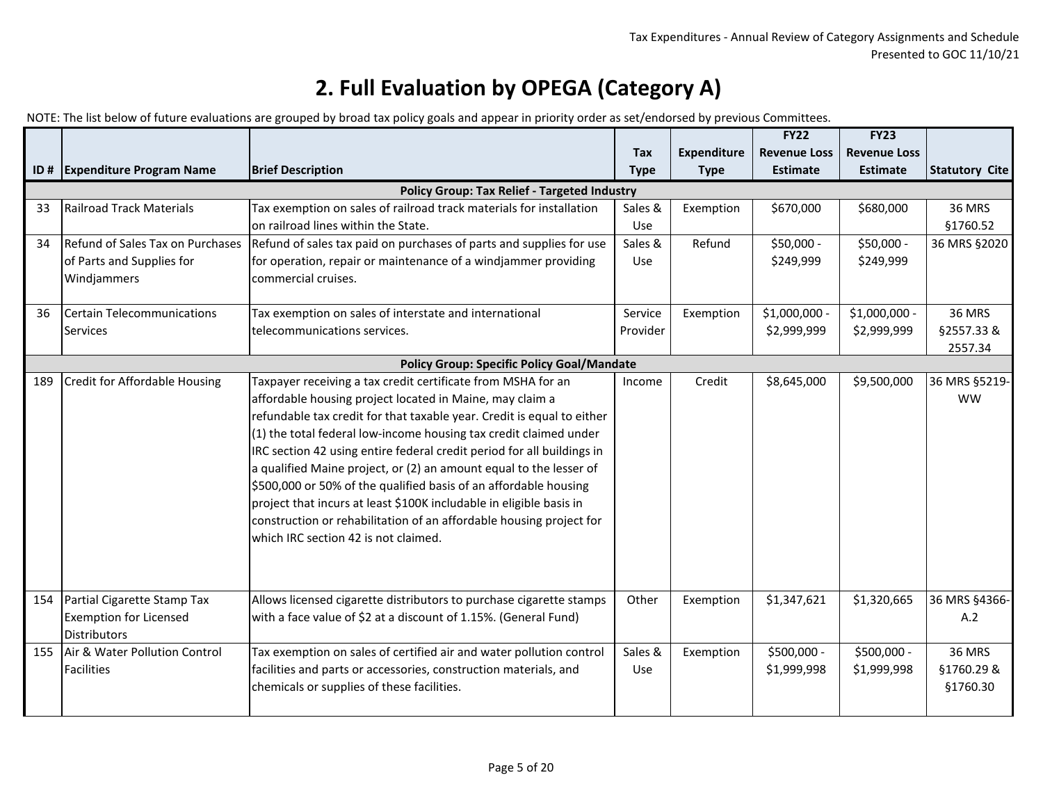## 2. Full Evaluation by OPEGA (Category A)

NOTE: The list below of future evaluations are grouped by broad tax policy goals and appear in priority order as set/endorsed by previous Committees.

| ID # | Expenditure Program Name | Brief Description | Tax Type | Expenditure Type | FY22 Revenue Loss Estimate | FY23 Revenue Loss Estimate | Statutory Cite |
|---|---|---|---|---|---|---|---|
| **Policy Group: Tax Relief - Targeted Industry** | | | | | | | |
| 33 | Railroad Track Materials | Tax exemption on sales of railroad track materials for installation on railroad lines within the State. | Sales & Use | Exemption | $670,000 | $680,000 | 36 MRS §1760.52 |
| 34 | Refund of Sales Tax on Purchases of Parts and Supplies for Windjammers | Refund of sales tax paid on purchases of parts and supplies for use for operation, repair or maintenance of a windjammer providing commercial cruises. | Sales & Use | Refund | $50,000 - $249,999 | $50,000 - $249,999 | 36 MRS §2020 |
| 36 | Certain Telecommunications Services | Tax exemption on sales of interstate and international telecommunications services. | Service Provider | Exemption | $1,000,000 - $2,999,999 | $1,000,000 - $2,999,999 | 36 MRS §2557.33 & 2557.34 |
| **Policy Group: Specific Policy Goal/Mandate** | | | | | | | |
| 189 | Credit for Affordable Housing | Taxpayer receiving a tax credit certificate from MSHA for an affordable housing project located in Maine, may claim a refundable tax credit for that taxable year. Credit is equal to either (1) the total federal low-income housing tax credit claimed under IRC section 42 using entire federal credit period for all buildings in a qualified Maine project, or (2) an amount equal to the lesser of $500,000 or 50% of the qualified basis of an affordable housing project that incurs at least $100K includable in eligible basis in construction or rehabilitation of an affordable housing project for which IRC section 42 is not claimed. | Income | Credit | $8,645,000 | $9,500,000 | 36 MRS §5219-WW |
| 154 | Partial Cigarette Stamp Tax Exemption for Licensed Distributors | Allows licensed cigarette distributors to purchase cigarette stamps with a face value of $2 at a discount of 1.15%. (General Fund) | Other | Exemption | $1,347,621 | $1,320,665 | 36 MRS §4366-A.2 |
| 155 | Air & Water Pollution Control Facilities | Tax exemption on sales of certified air and water pollution control facilities and parts or accessories, construction materials, and chemicals or supplies of these facilities. | Sales & Use | Exemption | $500,000 - $1,999,998 | $500,000 - $1,999,998 | 36 MRS §1760.29 & §1760.30 |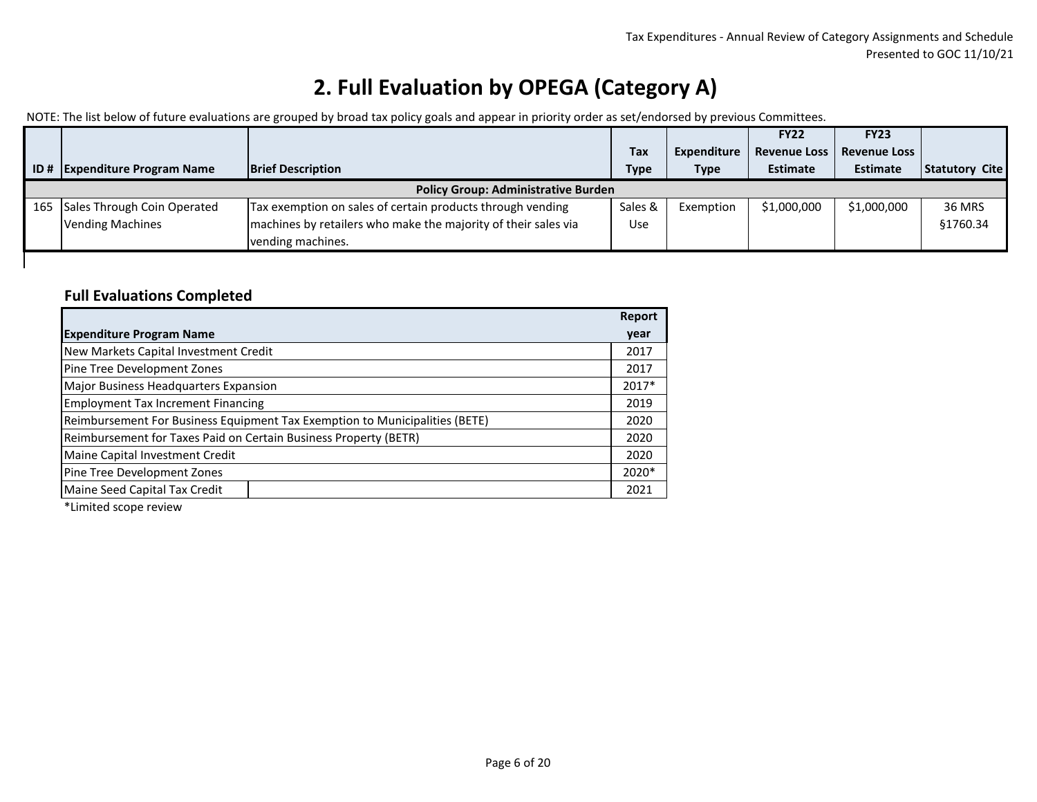# 2. Full Evaluation by OPEGA (Category A)

NOTE: The list below of future evaluations are grouped by broad tax policy goals and appear in priority order as set/endorsed by previous Committees.

| ID # | Expenditure Program Name | Brief Description | Tax Type | Expenditure Type | FY22 Revenue Loss Estimate | FY23 Revenue Loss Estimate | Statutory Cite |
|---|---|---|---|---|---|---|---|
| | | **Policy Group: Administrative Burden** | | | | | |
| 165 | Sales Through Coin Operated Vending Machines | Tax exemption on sales of certain products through vending machines by retailers who make the majority of their sales via vending machines. | Sales & Use | Exemption | $1,000,000 | $1,000,000 | 36 MRS §1760.34 |

### Full Evaluations Completed

| Expenditure Program Name | Report year |
|---|---|
| New Markets Capital Investment Credit | 2017 |
| Pine Tree Development Zones | 2017 |
| Major Business Headquarters Expansion | 2017* |
| Employment Tax Increment Financing | 2019 |
| Reimbursement For Business Equipment Tax Exemption to Municipalities (BETE) | 2020 |
| Reimbursement for Taxes Paid on Certain Business Property (BETR) | 2020 |
| Maine Capital Investment Credit | 2020 |
| Pine Tree Development Zones | 2020* |
| Maine Seed Capital Tax Credit | 2021 |

*Limited scope review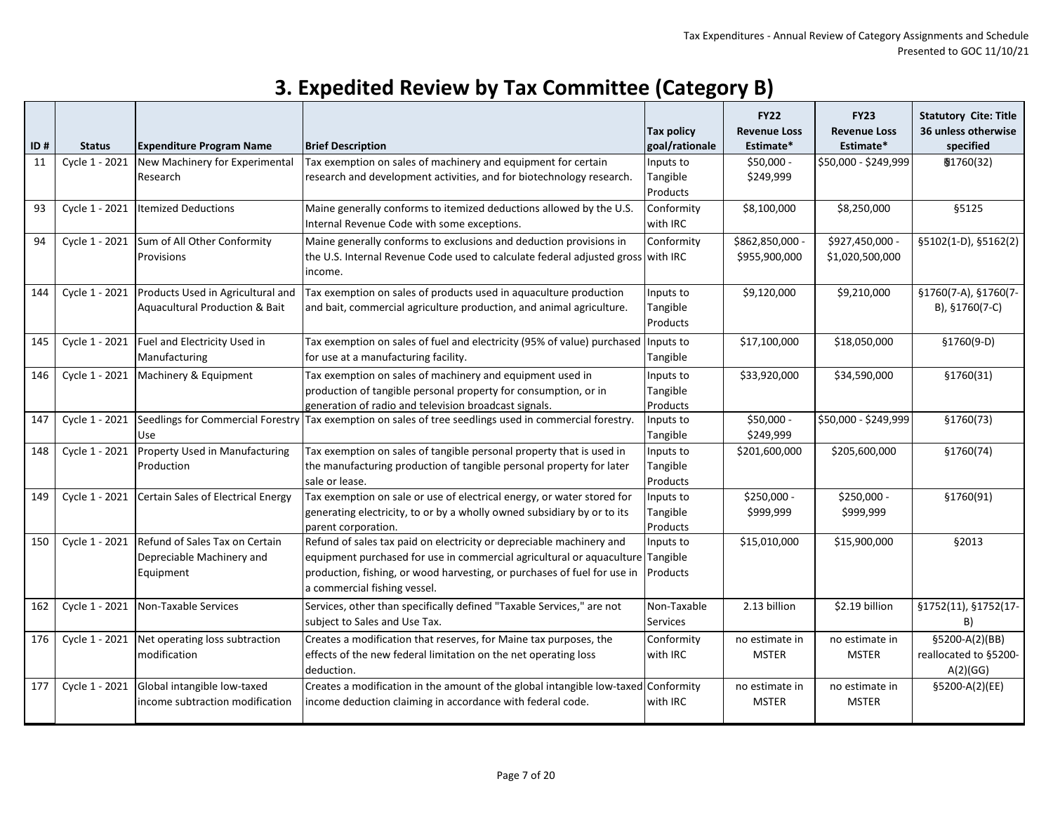# 3. Expedited Review by Tax Committee (Category B)

| ID # | Status | Expenditure Program Name | Brief Description | Tax policy goal/rationale | FY22 Revenue Loss Estimate* | FY23 Revenue Loss Estimate* | Statutory Cite: Title 36 unless otherwise specified |
|---|---|---|---|---|---|---|---|
| 11 | Cycle 1 - 2021 | New Machinery for Experimental Research | Tax exemption on sales of machinery and equipment for certain research and development activities, and for biotechnology research. | Inputs to Tangible Products | $50,000 - $249,999 | $50,000 - $249,999 | §1760(32) |
| 93 | Cycle 1 - 2021 | Itemized Deductions | Maine generally conforms to itemized deductions allowed by the U.S. Internal Revenue Code with some exceptions. | Conformity with IRC | $8,100,000 | $8,250,000 | §5125 |
| 94 | Cycle 1 - 2021 | Sum of All Other Conformity Provisions | Maine generally conforms to exclusions and deduction provisions in the U.S. Internal Revenue Code used to calculate federal adjusted gross income. | Conformity with IRC | $862,850,000 - $955,900,000 | $927,450,000 - $1,020,500,000 | §5102(1-D), §5162(2) |
| 144 | Cycle 1 - 2021 | Products Used in Agricultural and Aquacultural Production & Bait | Tax exemption on sales of products used in aquaculture production and bait, commercial agriculture production, and animal agriculture. | Inputs to Tangible Products | $9,120,000 | $9,210,000 | §1760(7-A), §1760(7-B), §1760(7-C) |
| 145 | Cycle 1 - 2021 | Fuel and Electricity Used in Manufacturing | Tax exemption on sales of fuel and electricity (95% of value) purchased for use at a manufacturing facility. | Inputs to Tangible | $17,100,000 | $18,050,000 | §1760(9-D) |
| 146 | Cycle 1 - 2021 | Machinery & Equipment | Tax exemption on sales of machinery and equipment used in production of tangible personal property for consumption, or in generation of radio and television broadcast signals. | Inputs to Tangible Products | $33,920,000 | $34,590,000 | §1760(31) |
| 147 | Cycle 1 - 2021 | Seedlings for Commercial Forestry Use | Tax exemption on sales of tree seedlings used in commercial forestry. | Inputs to Tangible | $50,000 - $249,999 | $50,000 - $249,999 | §1760(73) |
| 148 | Cycle 1 - 2021 | Property Used in Manufacturing Production | Tax exemption on sales of tangible personal property that is used in the manufacturing production of tangible personal property for later sale or lease. | Inputs to Tangible Products | $201,600,000 | $205,600,000 | §1760(74) |
| 149 | Cycle 1 - 2021 | Certain Sales of Electrical Energy | Tax exemption on sale or use of electrical energy, or water stored for generating electricity, to or by a wholly owned subsidiary by or to its parent corporation. | Inputs to Tangible Products | $250,000 - $999,999 | $250,000 - $999,999 | §1760(91) |
| 150 | Cycle 1 - 2021 | Refund of Sales Tax on Certain Depreciable Machinery and Equipment | Refund of sales tax paid on electricity or depreciable machinery and equipment purchased for use in commercial agricultural or aquaculture production, fishing, or wood harvesting, or purchases of fuel for use in a commercial fishing vessel. | Inputs to Tangible Products | $15,010,000 | $15,900,000 | §2013 |
| 162 | Cycle 1 - 2021 | Non-Taxable Services | Services, other than specifically defined "Taxable Services," are not subject to Sales and Use Tax. | Non-Taxable Services | 2.13 billion | $2.19 billion | §1752(11), §1752(17-B) |
| 176 | Cycle 1 - 2021 | Net operating loss subtraction modification | Creates a modification that reserves, for Maine tax purposes, the effects of the new federal limitation on the net operating loss deduction. | Conformity with IRC | no estimate in MSTER | no estimate in MSTER | §5200-A(2)(BB) reallocated to §5200-A(2)(GG) |
| 177 | Cycle 1 - 2021 | Global intangible low-taxed income subtraction modification | Creates a modification in the amount of the global intangible low-taxed income deduction claiming in accordance with federal code. | Conformity with IRC | no estimate in MSTER | no estimate in MSTER | §5200-A(2)(EE) |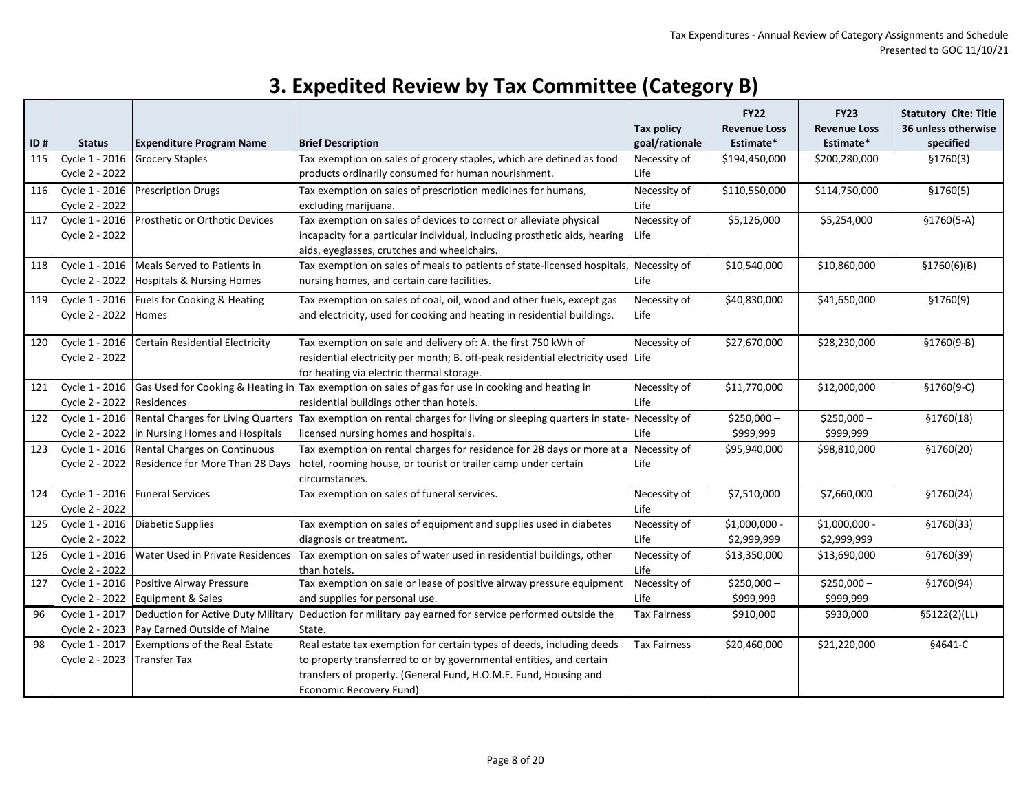# 3. Expedited Review by Tax Committee (Category B)

| ID # | Status | Expenditure Program Name | Brief Description | Tax policy goal/rationale | FY22 Revenue Loss Estimate* | FY23 Revenue Loss Estimate* | Statutory Cite: Title 36 unless otherwise specified |
|---|---|---|---|---|---|---|---|
| 115 | Cycle 1 - 2016 Cycle 2 - 2022 | Grocery Staples | Tax exemption on sales of grocery staples, which are defined as food products ordinarily consumed for human nourishment. | Necessity of Life | $194,450,000 | $200,280,000 | §1760(3) |
| 116 | Cycle 1 - 2016 Cycle 2 - 2022 | Prescription Drugs | Tax exemption on sales of prescription medicines for humans, excluding marijuana. | Necessity of Life | $110,550,000 | $114,750,000 | §1760(5) |
| 117 | Cycle 1 - 2016 Cycle 2 - 2022 | Prosthetic or Orthotic Devices | Tax exemption on sales of devices to correct or alleviate physical incapacity for a particular individual, including prosthetic aids, hearing aids, eyeglasses, crutches and wheelchairs. | Necessity of Life | $5,126,000 | $5,254,000 | §1760(5-A) |
| 118 | Cycle 1 - 2016 Cycle 2 - 2022 | Meals Served to Patients in Hospitals & Nursing Homes | Tax exemption on sales of meals to patients of state-licensed hospitals, nursing homes, and certain care facilities. | Necessity of Life | $10,540,000 | $10,860,000 | §1760(6)(B) |
| 119 | Cycle 1 - 2016 Cycle 2 - 2022 | Fuels for Cooking & Heating Homes | Tax exemption on sales of coal, oil, wood and other fuels, except gas and electricity, used for cooking and heating in residential buildings. | Necessity of Life | $40,830,000 | $41,650,000 | §1760(9) |
| 120 | Cycle 1 - 2016 Cycle 2 - 2022 | Certain Residential Electricity | Tax exemption on sale and delivery of: A. the first 750 kWh of residential electricity per month; B. off-peak residential electricity used for heating via electric thermal storage. | Necessity of Life | $27,670,000 | $28,230,000 | §1760(9-B) |
| 121 | Cycle 1 - 2016 Cycle 2 - 2022 | Gas Used for Cooking & Heating in Residences | Tax exemption on sales of gas for use in cooking and heating in residential buildings other than hotels. | Necessity of Life | $11,770,000 | $12,000,000 | §1760(9-C) |
| 122 | Cycle 1 - 2016 Cycle 2 - 2022 | Rental Charges for Living Quarters in Nursing Homes and Hospitals | Tax exemption on rental charges for living or sleeping quarters in state-licensed nursing homes and hospitals. | Necessity of Life | $250,000 – $999,999 | $250,000 – $999,999 | §1760(18) |
| 123 | Cycle 1 - 2016 Cycle 2 - 2022 | Rental Charges on Continuous Residence for More Than 28 Days | Tax exemption on rental charges for residence for 28 days or more at a hotel, rooming house, or tourist or trailer camp under certain circumstances. | Necessity of Life | $95,940,000 | $98,810,000 | §1760(20) |
| 124 | Cycle 1 - 2016 Cycle 2 - 2022 | Funeral Services | Tax exemption on sales of funeral services. | Necessity of Life | $7,510,000 | $7,660,000 | §1760(24) |
| 125 | Cycle 1 - 2016 Cycle 2 - 2022 | Diabetic Supplies | Tax exemption on sales of equipment and supplies used in diabetes diagnosis or treatment. | Necessity of Life | $1,000,000 - $2,999,999 | $1,000,000 - $2,999,999 | §1760(33) |
| 126 | Cycle 1 - 2016 Cycle 2 - 2022 | Water Used in Private Residences | Tax exemption on sales of water used in residential buildings, other than hotels. | Necessity of Life | $13,350,000 | $13,690,000 | §1760(39) |
| 127 | Cycle 1 - 2016 Cycle 2 - 2022 | Positive Airway Pressure Equipment & Sales | Tax exemption on sale or lease of positive airway pressure equipment and supplies for personal use. | Necessity of Life | $250,000 – $999,999 | $250,000 – $999,999 | §1760(94) |
| 96 | Cycle 1 - 2017 Cycle 2 - 2023 | Deduction for Active Duty Military Pay Earned Outside of Maine | Deduction for military pay earned for service performed outside the State. | Tax Fairness | $910,000 | $930,000 | §5122(2)(LL) |
| 98 | Cycle 1 - 2017 Cycle 2 - 2023 | Exemptions of the Real Estate Transfer Tax | Real estate tax exemption for certain types of deeds, including deeds to property transferred to or by governmental entities, and certain transfers of property. (General Fund, H.O.M.E. Fund, Housing and Economic Recovery Fund) | Tax Fairness | $20,460,000 | $21,220,000 | §4641-C |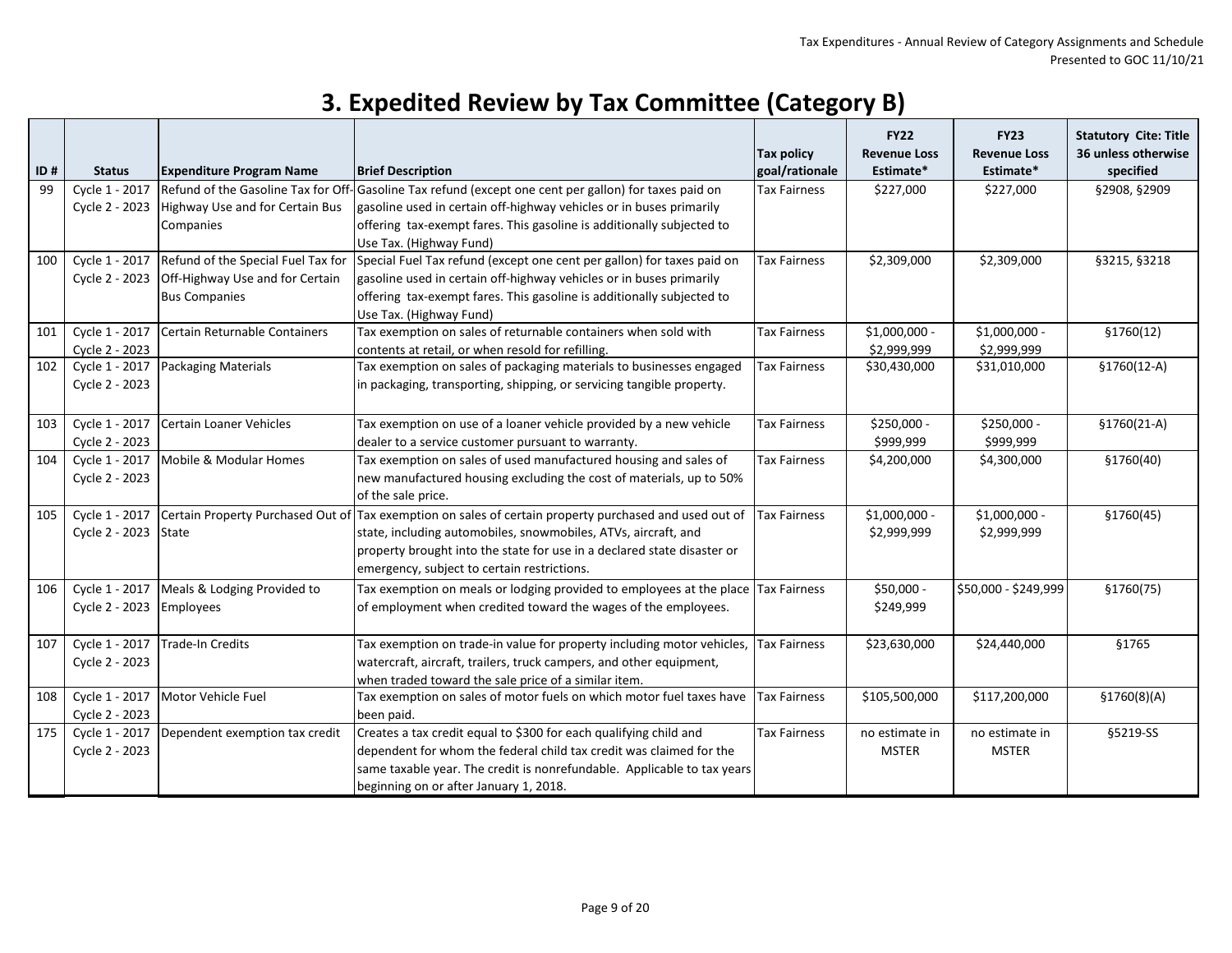# 3. Expedited Review by Tax Committee (Category B)

| ID # | Status | Expenditure Program Name | Brief Description | Tax policy goal/rationale | FY22 Revenue Loss Estimate* | FY23 Revenue Loss Estimate* | Statutory Cite: Title 36 unless otherwise specified |
|---|---|---|---|---|---|---|---|
| 99 | Cycle 1 - 2017 Cycle 2 - 2023 | Refund of the Gasoline Tax for Off-Highway Use and for Certain Bus Companies | Gasoline Tax refund (except one cent per gallon) for taxes paid on gasoline used in certain off-highway vehicles or in buses primarily offering tax-exempt fares. This gasoline is additionally subjected to Use Tax. (Highway Fund) | Tax Fairness | $227,000 | $227,000 | §2908, §2909 |
| 100 | Cycle 1 - 2017 Cycle 2 - 2023 | Refund of the Special Fuel Tax for Off-Highway Use and for Certain Bus Companies | Special Fuel Tax refund (except one cent per gallon) for taxes paid on gasoline used in certain off-highway vehicles or in buses primarily offering tax-exempt fares. This gasoline is additionally subjected to Use Tax. (Highway Fund) | Tax Fairness | $2,309,000 | $2,309,000 | §3215, §3218 |
| 101 | Cycle 1 - 2017 Cycle 2 - 2023 | Certain Returnable Containers | Tax exemption on sales of returnable containers when sold with contents at retail, or when resold for refilling. | Tax Fairness | $1,000,000 - $2,999,999 | $1,000,000 - $2,999,999 | §1760(12) |
| 102 | Cycle 1 - 2017 Cycle 2 - 2023 | Packaging Materials | Tax exemption on sales of packaging materials to businesses engaged in packaging, transporting, shipping, or servicing tangible property. | Tax Fairness | $30,430,000 | $31,010,000 | §1760(12-A) |
| 103 | Cycle 1 - 2017 Cycle 2 - 2023 | Certain Loaner Vehicles | Tax exemption on use of a loaner vehicle provided by a new vehicle dealer to a service customer pursuant to warranty. | Tax Fairness | $250,000 - $999,999 | $250,000 - $999,999 | §1760(21-A) |
| 104 | Cycle 1 - 2017 Cycle 2 - 2023 | Mobile & Modular Homes | Tax exemption on sales of used manufactured housing and sales of new manufactured housing excluding the cost of materials, up to 50% of the sale price. | Tax Fairness | $4,200,000 | $4,300,000 | §1760(40) |
| 105 | Cycle 1 - 2017 Cycle 2 - 2023 | Certain Property Purchased Out of State | Tax exemption on sales of certain property purchased and used out of state, including automobiles, snowmobiles, ATVs, aircraft, and property brought into the state for use in a declared state disaster or emergency, subject to certain restrictions. | Tax Fairness | $1,000,000 - $2,999,999 | $1,000,000 - $2,999,999 | §1760(45) |
| 106 | Cycle 1 - 2017 Cycle 2 - 2023 | Meals & Lodging Provided to Employees | Tax exemption on meals or lodging provided to employees at the place of employment when credited toward the wages of the employees. | Tax Fairness | $50,000 - $249,999 | $50,000 - $249,999 | §1760(75) |
| 107 | Cycle 1 - 2017 Cycle 2 - 2023 | Trade-In Credits | Tax exemption on trade-in value for property including motor vehicles, watercraft, aircraft, trailers, truck campers, and other equipment, when traded toward the sale price of a similar item. | Tax Fairness | $23,630,000 | $24,440,000 | §1765 |
| 108 | Cycle 1 - 2017 Cycle 2 - 2023 | Motor Vehicle Fuel | Tax exemption on sales of motor fuels on which motor fuel taxes have been paid. | Tax Fairness | $105,500,000 | $117,200,000 | §1760(8)(A) |
| 175 | Cycle 1 - 2017 Cycle 2 - 2023 | Dependent exemption tax credit | Creates a tax credit equal to $300 for each qualifying child and dependent for whom the federal child tax credit was claimed for the same taxable year. The credit is nonrefundable. Applicable to tax years beginning on or after January 1, 2018. | Tax Fairness | no estimate in MSTER | no estimate in MSTER | §5219-SS |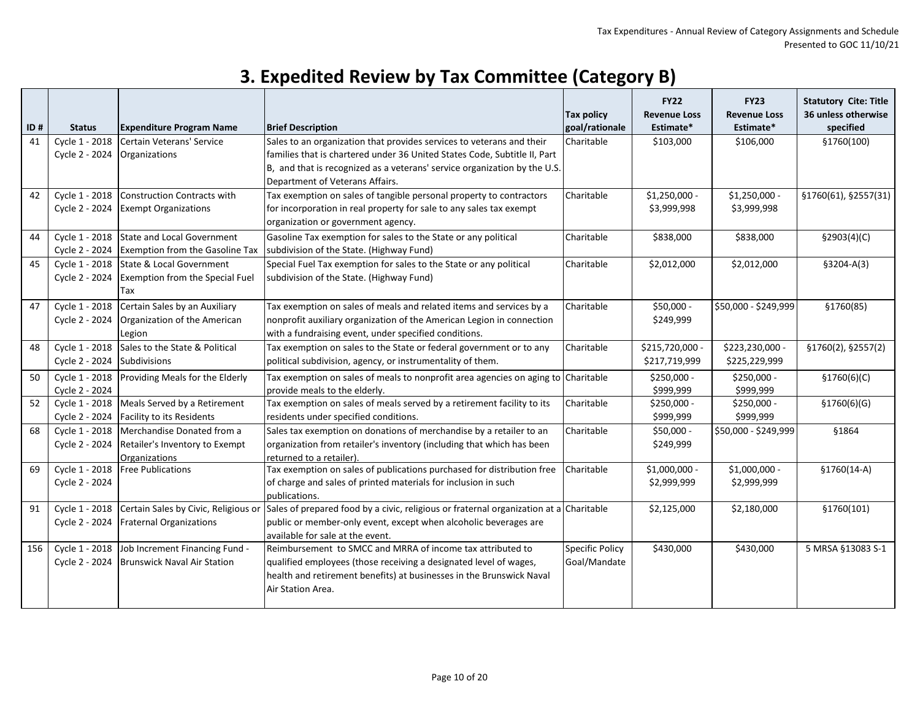# 3. Expedited Review by Tax Committee (Category B)

| ID # | Status | Expenditure Program Name | Brief Description | Tax policy goal/rationale | FY22 Revenue Loss Estimate* | FY23 Revenue Loss Estimate* | Statutory Cite: Title 36 unless otherwise specified |
|---|---|---|---|---|---|---|---|
| 41 | Cycle 1 - 2018 Cycle 2 - 2024 | Certain Veterans' Service Organizations | Sales to an organization that provides services to veterans and their families that is chartered under 36 United States Code, Subtitle II, Part B, and that is recognized as a veterans' service organization by the U.S. Department of Veterans Affairs. | Charitable | $103,000 | $106,000 | §1760(100) |
| 42 | Cycle 1 - 2018 Cycle 2 - 2024 | Construction Contracts with Exempt Organizations | Tax exemption on sales of tangible personal property to contractors for incorporation in real property for sale to any sales tax exempt organization or government agency. | Charitable | $1,250,000 - $3,999,998 | $1,250,000 - $3,999,998 | §1760(61), §2557(31) |
| 44 | Cycle 1 - 2018 Cycle 2 - 2024 | State and Local Government Exemption from the Gasoline Tax | Gasoline Tax exemption for sales to the State or any political subdivision of the State. (Highway Fund) | Charitable | $838,000 | $838,000 | §2903(4)(C) |
| 45 | Cycle 1 - 2018 Cycle 2 - 2024 | State & Local Government Exemption from the Special Fuel Tax | Special Fuel Tax exemption for sales to the State or any political subdivision of the State. (Highway Fund) | Charitable | $2,012,000 | $2,012,000 | §3204-A(3) |
| 47 | Cycle 1 - 2018 Cycle 2 - 2024 | Certain Sales by an Auxiliary Organization of the American Legion | Tax exemption on sales of meals and related items and services by a nonprofit auxiliary organization of the American Legion in connection with a fundraising event, under specified conditions. | Charitable | $50,000 - $249,999 | $50,000 - $249,999 | §1760(85) |
| 48 | Cycle 1 - 2018 Cycle 2 - 2024 | Sales to the State & Political Subdivisions | Tax exemption on sales to the State or federal government or to any political subdivision, agency, or instrumentality of them. | Charitable | $215,720,000 - $217,719,999 | $223,230,000 - $225,229,999 | §1760(2), §2557(2) |
| 50 | Cycle 1 - 2018 Cycle 2 - 2024 | Providing Meals for the Elderly | Tax exemption on sales of meals to nonprofit area agencies on aging to provide meals to the elderly. | Charitable | $250,000 - $999,999 | $250,000 - $999,999 | §1760(6)(C) |
| 52 | Cycle 1 - 2018 Cycle 2 - 2024 | Meals Served by a Retirement Facility to its Residents | Tax exemption on sales of meals served by a retirement facility to its residents under specified conditions. | Charitable | $250,000 - $999,999 | $250,000 - $999,999 | §1760(6)(G) |
| 68 | Cycle 1 - 2018 Cycle 2 - 2024 | Merchandise Donated from a Retailer's Inventory to Exempt Organizations | Sales tax exemption on donations of merchandise by a retailer to an organization from retailer's inventory (including that which has been returned to a retailer). | Charitable | $50,000 - $249,999 | $50,000 - $249,999 | §1864 |
| 69 | Cycle 1 - 2018 Cycle 2 - 2024 | Free Publications | Tax exemption on sales of publications purchased for distribution free of charge and sales of printed materials for inclusion in such publications. | Charitable | $1,000,000 - $2,999,999 | $1,000,000 - $2,999,999 | §1760(14-A) |
| 91 | Cycle 1 - 2018 Cycle 2 - 2024 | Certain Sales by Civic, Religious or Fraternal Organizations | Sales of prepared food by a civic, religious or fraternal organization at a public or member-only event, except when alcoholic beverages are available for sale at the event. | Charitable | $2,125,000 | $2,180,000 | §1760(101) |
| 156 | Cycle 1 - 2018 Cycle 2 - 2024 | Job Increment Financing Fund - Brunswick Naval Air Station | Reimbursement to SMCC and MRRA of income tax attributed to qualified employees (those receiving a designated level of wages, health and retirement benefits) at businesses in the Brunswick Naval Air Station Area. | Specific Policy Goal/Mandate | $430,000 | $430,000 | 5 MRSA §13083 S-1 |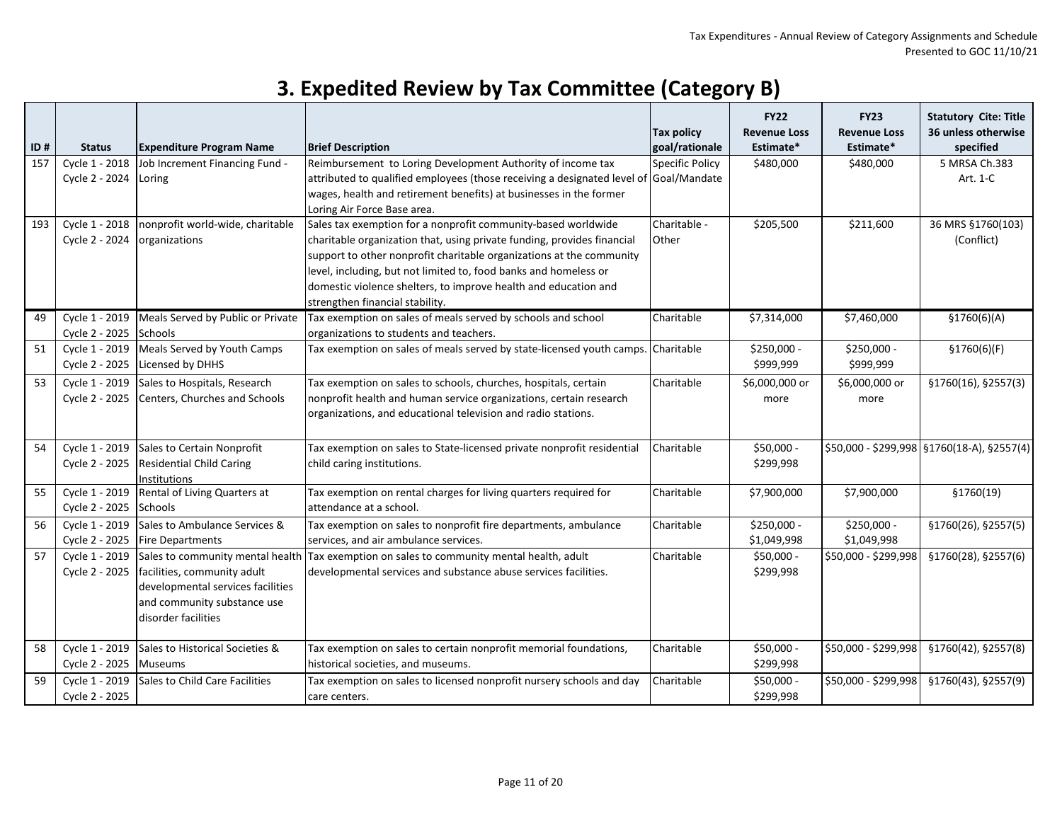# 3. Expedited Review by Tax Committee (Category B)

| ID # | Status | Expenditure Program Name | Brief Description | Tax policy goal/rationale | FY22 Revenue Loss Estimate* | FY23 Revenue Loss Estimate* | Statutory Cite: Title 36 unless otherwise specified |
|---|---|---|---|---|---|---|---|
| 157 | Cycle 1 - 2018 Cycle 2 - 2024 | Job Increment Financing Fund - Loring | Reimbursement to Loring Development Authority of income tax attributed to qualified employees (those receiving a designated level of wages, health and retirement benefits) at businesses in the former Loring Air Force Base area. | Specific Policy Goal/Mandate | $480,000 | $480,000 | 5 MRSA Ch.383 Art. 1-C |
| 193 | Cycle 1 - 2018 Cycle 2 - 2024 | nonprofit world-wide, charitable organizations | Sales tax exemption for a nonprofit community-based worldwide charitable organization that, using private funding, provides financial support to other nonprofit charitable organizations at the community level, including, but not limited to, food banks and homeless or domestic violence shelters, to improve health and education and strengthen financial stability. | Charitable - Other | $205,500 | $211,600 | 36 MRS §1760(103) (Conflict) |
| 49 | Cycle 1 - 2019 Cycle 2 - 2025 | Meals Served by Public or Private Schools | Tax exemption on sales of meals served by schools and school organizations to students and teachers. | Charitable | $7,314,000 | $7,460,000 | §1760(6)(A) |
| 51 | Cycle 1 - 2019 Cycle 2 - 2025 | Meals Served by Youth Camps Licensed by DHHS | Tax exemption on sales of meals served by state-licensed youth camps. | Charitable | $250,000 - $999,999 | $250,000 - $999,999 | §1760(6)(F) |
| 53 | Cycle 1 - 2019 Cycle 2 - 2025 | Sales to Hospitals, Research Centers, Churches and Schools | Tax exemption on sales to schools, churches, hospitals, certain nonprofit health and human service organizations, certain research organizations, and educational television and radio stations. | Charitable | $6,000,000 or more | $6,000,000 or more | §1760(16), §2557(3) |
| 54 | Cycle 1 - 2019 Cycle 2 - 2025 | Sales to Certain Nonprofit Residential Child Caring Institutions | Tax exemption on sales to State-licensed private nonprofit residential child caring institutions. | Charitable | $50,000 - $299,998 | $50,000 - $299,998 | §1760(18-A), §2557(4) |
| 55 | Cycle 1 - 2019 Cycle 2 - 2025 | Rental of Living Quarters at Schools | Tax exemption on rental charges for living quarters required for attendance at a school. | Charitable | $7,900,000 | $7,900,000 | §1760(19) |
| 56 | Cycle 1 - 2019 Cycle 2 - 2025 | Sales to Ambulance Services & Fire Departments | Tax exemption on sales to nonprofit fire departments, ambulance services, and air ambulance services. | Charitable | $250,000 - $1,049,998 | $250,000 - $1,049,998 | §1760(26), §2557(5) |
| 57 | Cycle 1 - 2019 Cycle 2 - 2025 | Sales to community mental health facilities, community adult developmental services facilities and community substance use disorder facilities | Tax exemption on sales to community mental health, adult developmental services and substance abuse services facilities. | Charitable | $50,000 - $299,998 | $50,000 - $299,998 | §1760(28), §2557(6) |
| 58 | Cycle 1 - 2019 Cycle 2 - 2025 | Sales to Historical Societies & Museums | Tax exemption on sales to certain nonprofit memorial foundations, historical societies, and museums. | Charitable | $50,000 - $299,998 | $50,000 - $299,998 | §1760(42), §2557(8) |
| 59 | Cycle 1 - 2019 Cycle 2 - 2025 | Sales to Child Care Facilities | Tax exemption on sales to licensed nonprofit nursery schools and day care centers. | Charitable | $50,000 - $299,998 | $50,000 - $299,998 | §1760(43), §2557(9) |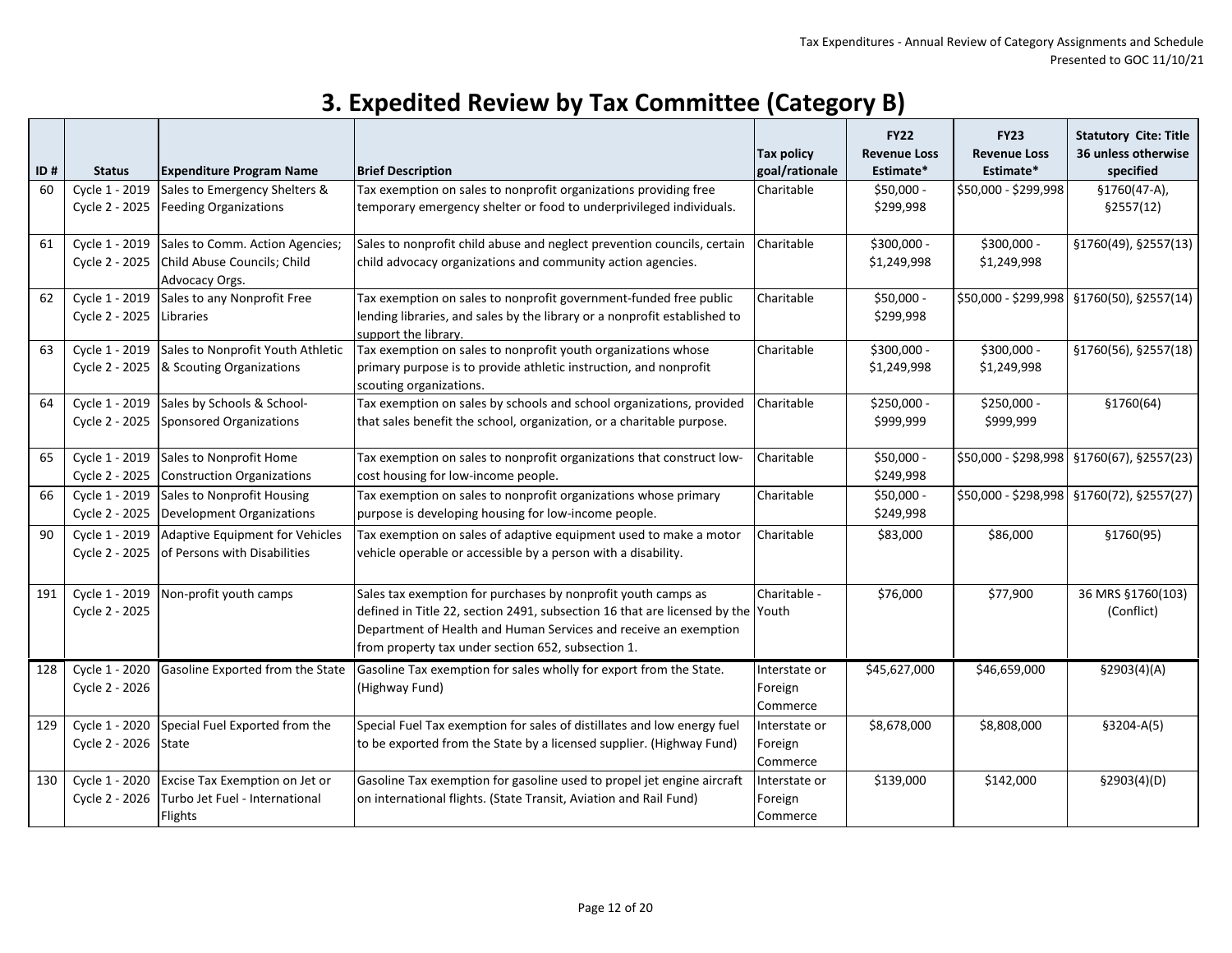# 3. Expedited Review by Tax Committee (Category B)

| ID # | Status | Expenditure Program Name | Brief Description | Tax policy goal/rationale | FY22 Revenue Loss Estimate* | FY23 Revenue Loss Estimate* | Statutory Cite: Title 36 unless otherwise specified |
|---|---|---|---|---|---|---|---|
| 60 | Cycle 1 - 2019 Cycle 2 - 2025 | Sales to Emergency Shelters & Feeding Organizations | Tax exemption on sales to nonprofit organizations providing free temporary emergency shelter or food to underprivileged individuals. | Charitable | $50,000 - $299,998 | $50,000 - $299,998 | §1760(47-A), §2557(12) |
| 61 | Cycle 1 - 2019 Cycle 2 - 2025 | Sales to Comm. Action Agencies; Child Abuse Councils; Child Advocacy Orgs. | Sales to nonprofit child abuse and neglect prevention councils, certain child advocacy organizations and community action agencies. | Charitable | $300,000 - $1,249,998 | $300,000 - $1,249,998 | §1760(49), §2557(13) |
| 62 | Cycle 1 - 2019 Cycle 2 - 2025 | Sales to any Nonprofit Free Libraries | Tax exemption on sales to nonprofit government-funded free public lending libraries, and sales by the library or a nonprofit established to support the library. | Charitable | $50,000 - $299,998 | $50,000 - $299,998 | §1760(50), §2557(14) |
| 63 | Cycle 1 - 2019 Cycle 2 - 2025 | Sales to Nonprofit Youth Athletic & Scouting Organizations | Tax exemption on sales to nonprofit youth organizations whose primary purpose is to provide athletic instruction, and nonprofit scouting organizations. | Charitable | $300,000 - $1,249,998 | $300,000 - $1,249,998 | §1760(56), §2557(18) |
| 64 | Cycle 1 - 2019 Cycle 2 - 2025 | Sales by Schools & School-Sponsored Organizations | Tax exemption on sales by schools and school organizations, provided that sales benefit the school, organization, or a charitable purpose. | Charitable | $250,000 - $999,999 | $250,000 - $999,999 | §1760(64) |
| 65 | Cycle 1 - 2019 Cycle 2 - 2025 | Sales to Nonprofit Home Construction Organizations | Tax exemption on sales to nonprofit organizations that construct low-cost housing for low-income people. | Charitable | $50,000 - $249,998 | $50,000 - $298,998 | §1760(67), §2557(23) |
| 66 | Cycle 1 - 2019 Cycle 2 - 2025 | Sales to Nonprofit Housing Development Organizations | Tax exemption on sales to nonprofit organizations whose primary purpose is developing housing for low-income people. | Charitable | $50,000 - $249,998 | $50,000 - $298,998 | §1760(72), §2557(27) |
| 90 | Cycle 1 - 2019 Cycle 2 - 2025 | Adaptive Equipment for Vehicles of Persons with Disabilities | Tax exemption on sales of adaptive equipment used to make a motor vehicle operable or accessible by a person with a disability. | Charitable | $83,000 | $86,000 | §1760(95) |
| 191 | Cycle 1 - 2019 Cycle 2 - 2025 | Non-profit youth camps | Sales tax exemption for purchases by nonprofit youth camps as defined in Title 22, section 2491, subsection 16 that are licensed by the Department of Health and Human Services and receive an exemption from property tax under section 652, subsection 1. | Charitable - Youth | $76,000 | $77,900 | 36 MRS §1760(103) (Conflict) |
| 128 | Cycle 1 - 2020 Cycle 2 - 2026 | Gasoline Exported from the State | Gasoline Tax exemption for sales wholly for export from the State. (Highway Fund) | Interstate or Foreign Commerce | $45,627,000 | $46,659,000 | §2903(4)(A) |
| 129 | Cycle 1 - 2020 Cycle 2 - 2026 | Special Fuel Exported from the State | Special Fuel Tax exemption for sales of distillates and low energy fuel to be exported from the State by a licensed supplier. (Highway Fund) | Interstate or Foreign Commerce | $8,678,000 | $8,808,000 | §3204-A(5) |
| 130 | Cycle 1 - 2020 Cycle 2 - 2026 | Excise Tax Exemption on Jet or Turbo Jet Fuel - International Flights | Gasoline Tax exemption for gasoline used to propel jet engine aircraft on international flights. (State Transit, Aviation and Rail Fund) | Interstate or Foreign Commerce | $139,000 | $142,000 | §2903(4)(D) |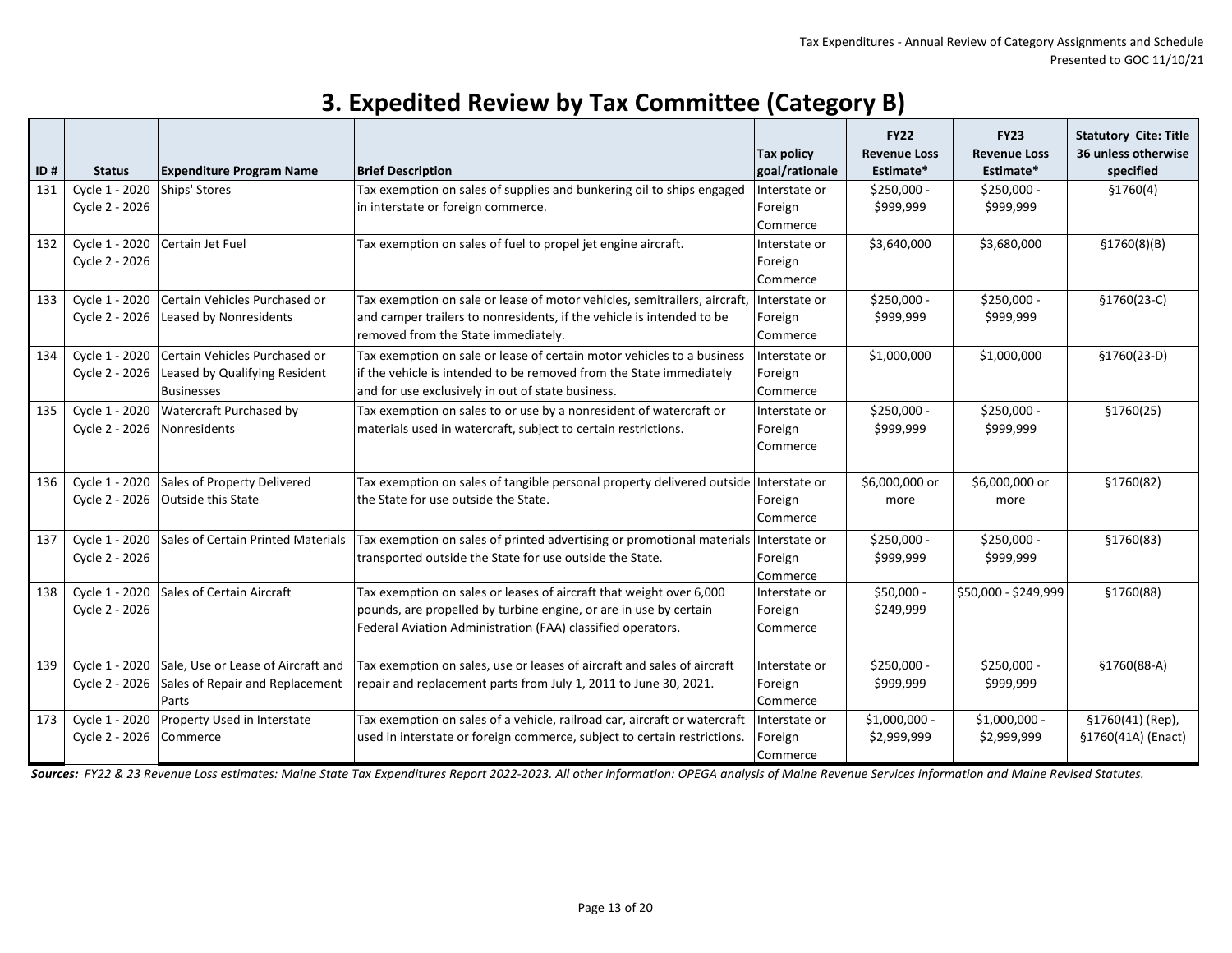# 3. Expedited Review by Tax Committee (Category B)

| ID # | Status | Expenditure Program Name | Brief Description | Tax policy goal/rationale | FY22 Revenue Loss Estimate* | FY23 Revenue Loss Estimate* | Statutory Cite: Title 36 unless otherwise specified |
|---|---|---|---|---|---|---|---|
| 131 | Cycle 1 - 2020 Cycle 2 - 2026 | Ships' Stores | Tax exemption on sales of supplies and bunkering oil to ships engaged in interstate or foreign commerce. | Interstate or Foreign Commerce | $250,000 - $999,999 | $250,000 - $999,999 | §1760(4) |
| 132 | Cycle 1 - 2020 Cycle 2 - 2026 | Certain Jet Fuel | Tax exemption on sales of fuel to propel jet engine aircraft. | Interstate or Foreign Commerce | $3,640,000 | $3,680,000 | §1760(8)(B) |
| 133 | Cycle 1 - 2020 Cycle 2 - 2026 | Certain Vehicles Purchased or Leased by Nonresidents | Tax exemption on sale or lease of motor vehicles, semitrailers, aircraft, and camper trailers to nonresidents, if the vehicle is intended to be removed from the State immediately. | Interstate or Foreign Commerce | $250,000 - $999,999 | $250,000 - $999,999 | §1760(23-C) |
| 134 | Cycle 1 - 2020 Cycle 2 - 2026 | Certain Vehicles Purchased or Leased by Qualifying Resident Businesses | Tax exemption on sale or lease of certain motor vehicles to a business if the vehicle is intended to be removed from the State immediately and for use exclusively in out of state business. | Interstate or Foreign Commerce | $1,000,000 | $1,000,000 | §1760(23-D) |
| 135 | Cycle 1 - 2020 Cycle 2 - 2026 | Watercraft Purchased by Nonresidents | Tax exemption on sales to or use by a nonresident of watercraft or materials used in watercraft, subject to certain restrictions. | Interstate or Foreign Commerce | $250,000 - $999,999 | $250,000 - $999,999 | §1760(25) |
| 136 | Cycle 1 - 2020 Cycle 2 - 2026 | Sales of Property Delivered Outside this State | Tax exemption on sales of tangible personal property delivered outside the State for use outside the State. | Interstate or Foreign Commerce | $6,000,000 or more | $6,000,000 or more | §1760(82) |
| 137 | Cycle 1 - 2020 Cycle 2 - 2026 | Sales of Certain Printed Materials | Tax exemption on sales of printed advertising or promotional materials transported outside the State for use outside the State. | Interstate or Foreign Commerce | $250,000 - $999,999 | $250,000 - $999,999 | §1760(83) |
| 138 | Cycle 1 - 2020 Cycle 2 - 2026 | Sales of Certain Aircraft | Tax exemption on sales or leases of aircraft that weight over 6,000 pounds, are propelled by turbine engine, or are in use by certain Federal Aviation Administration (FAA) classified operators. | Interstate or Foreign Commerce | $50,000 - $249,999 | $50,000 - $249,999 | §1760(88) |
| 139 | Cycle 1 - 2020 Cycle 2 - 2026 | Sale, Use or Lease of Aircraft and Sales of Repair and Replacement Parts | Tax exemption on sales, use or leases of aircraft and sales of aircraft repair and replacement parts from July 1, 2011 to June 30, 2021. | Interstate or Foreign Commerce | $250,000 - $999,999 | $250,000 - $999,999 | §1760(88-A) |
| 173 | Cycle 1 - 2020 Cycle 2 - 2026 | Property Used in Interstate Commerce | Tax exemption on sales of a vehicle, railroad car, aircraft or watercraft used in interstate or foreign commerce, subject to certain restrictions. | Interstate or Foreign Commerce | $1,000,000 - $2,999,999 | $1,000,000 - $2,999,999 | §1760(41) (Rep), §1760(41A) (Enact) |

***Sources:*** *FY22 & 23 Revenue Loss estimates: Maine State Tax Expenditures Report 2022-2023. All other information: OPEGA analysis of Maine Revenue Services information and Maine Revised Statutes.*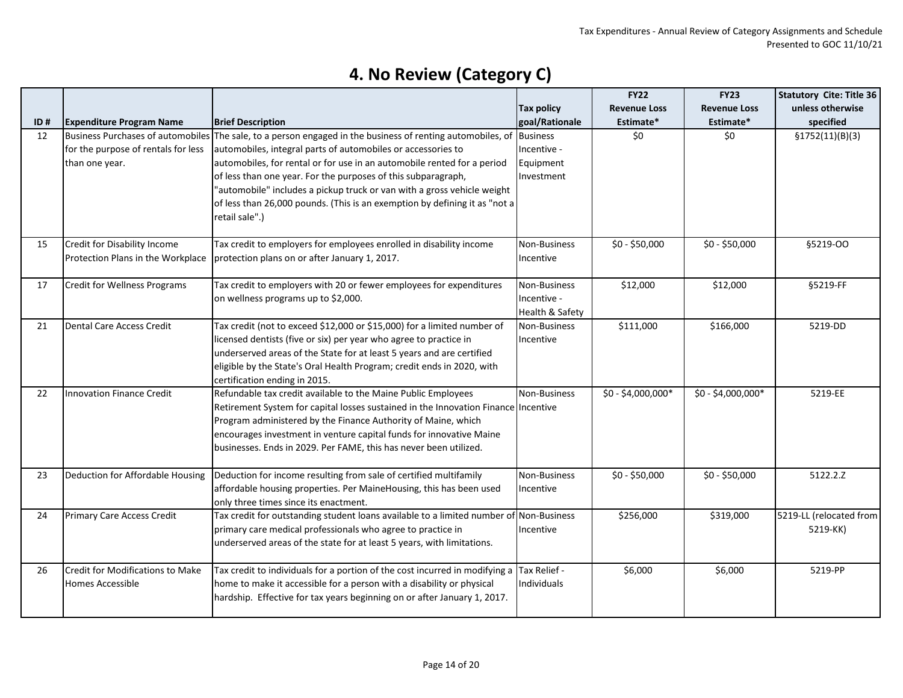# 4. No Review (Category C)

| ID # | Expenditure Program Name | Brief Description | Tax policy goal/Rationale | FY22 Revenue Loss Estimate* | FY23 Revenue Loss Estimate* | Statutory Cite: Title 36 unless otherwise specified |
|---|---|---|---|---|---|---|
| 12 | Business Purchases of automobiles for the purpose of rentals for less than one year. | The sale, to a person engaged in the business of renting automobiles, of automobiles, integral parts of automobiles or accessories to automobiles, for rental or for use in an automobile rented for a period of less than one year. For the purposes of this subparagraph, "automobile" includes a pickup truck or van with a gross vehicle weight of less than 26,000 pounds. (This is an exemption by defining it as "not a retail sale".) | Business Incentive - Equipment Investment | $0 | $0 | §1752(11)(B)(3) |
| 15 | Credit for Disability Income Protection Plans in the Workplace | Tax credit to employers for employees enrolled in disability income protection plans on or after January 1, 2017. | Non-Business Incentive | $0 - $50,000 | $0 - $50,000 | §5219-OO |
| 17 | Credit for Wellness Programs | Tax credit to employers with 20 or fewer employees for expenditures on wellness programs up to $2,000. | Non-Business Incentive - Health & Safety | $12,000 | $12,000 | §5219-FF |
| 21 | Dental Care Access Credit | Tax credit (not to exceed $12,000 or $15,000) for a limited number of licensed dentists (five or six) per year who agree to practice in underserved areas of the State for at least 5 years and are certified eligible by the State's Oral Health Program; credit ends in 2020, with certification ending in 2015. | Non-Business Incentive | $111,000 | $166,000 | 5219-DD |
| 22 | Innovation Finance Credit | Refundable tax credit available to the Maine Public Employees Retirement System for capital losses sustained in the Innovation Finance Program administered by the Finance Authority of Maine, which encourages investment in venture capital funds for innovative Maine businesses. Ends in 2029. Per FAME, this has never been utilized. | Non-Business Incentive | $0 - $4,000,000* | $0 - $4,000,000* | 5219-EE |
| 23 | Deduction for Affordable Housing | Deduction for income resulting from sale of certified multifamily affordable housing properties. Per MaineHousing, this has been used only three times since its enactment. | Non-Business Incentive | $0 - $50,000 | $0 - $50,000 | 5122.2.Z |
| 24 | Primary Care Access Credit | Tax credit for outstanding student loans available to a limited number of primary care medical professionals who agree to practice in underserved areas of the state for at least 5 years, with limitations. | Non-Business Incentive | $256,000 | $319,000 | 5219-LL (relocated from 5219-KK) |
| 26 | Credit for Modifications to Make Homes Accessible | Tax credit to individuals for a portion of the cost incurred in modifying a home to make it accessible for a person with a disability or physical hardship. Effective for tax years beginning on or after January 1, 2017. | Tax Relief - Individuals | $6,000 | $6,000 | 5219-PP |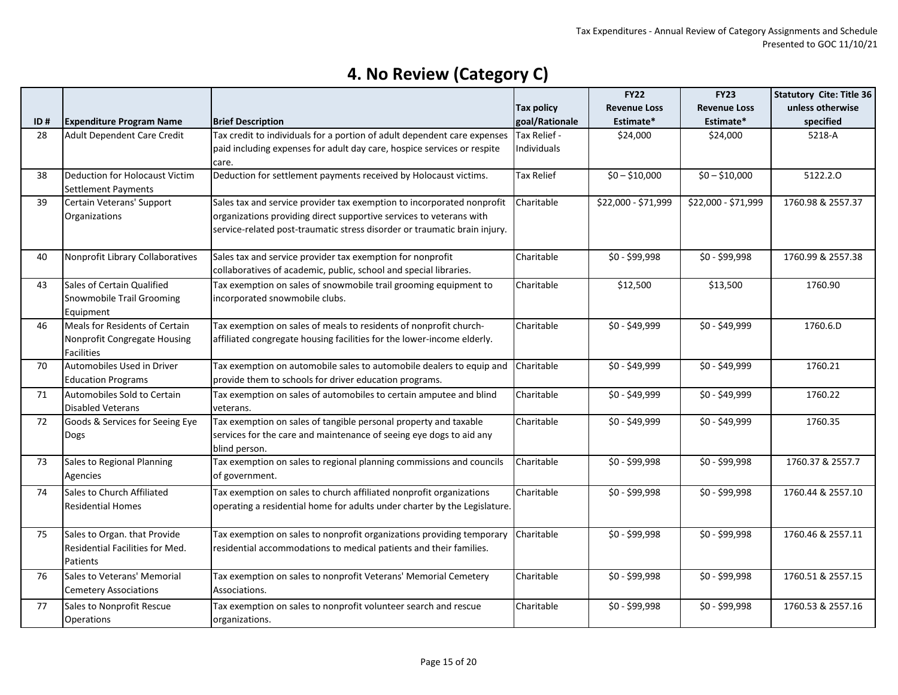# 4. No Review (Category C)

| ID # | Expenditure Program Name | Brief Description | Tax policy goal/Rationale | FY22 Revenue Loss Estimate* | FY23 Revenue Loss Estimate* | Statutory Cite: Title 36 unless otherwise specified |
|---|---|---|---|---|---|---|
| 28 | Adult Dependent Care Credit | Tax credit to individuals for a portion of adult dependent care expenses paid including expenses for adult day care, hospice services or respite care. | Tax Relief - Individuals | $24,000 | $24,000 | 5218-A |
| 38 | Deduction for Holocaust Victim Settlement Payments | Deduction for settlement payments received by Holocaust victims. | Tax Relief | $0 – $10,000 | $0 – $10,000 | 5122.2.O |
| 39 | Certain Veterans' Support Organizations | Sales tax and service provider tax exemption to incorporated nonprofit organizations providing direct supportive services to veterans with service-related post-traumatic stress disorder or traumatic brain injury. | Charitable | $22,000 - $71,999 | $22,000 - $71,999 | 1760.98 & 2557.37 |
| 40 | Nonprofit Library Collaboratives | Sales tax and service provider tax exemption for nonprofit collaboratives of academic, public, school and special libraries. | Charitable | $0 - $99,998 | $0 - $99,998 | 1760.99 & 2557.38 |
| 43 | Sales of Certain Qualified Snowmobile Trail Grooming Equipment | Tax exemption on sales of snowmobile trail grooming equipment to incorporated snowmobile clubs. | Charitable | $12,500 | $13,500 | 1760.90 |
| 46 | Meals for Residents of Certain Nonprofit Congregate Housing Facilities | Tax exemption on sales of meals to residents of nonprofit church-affiliated congregate housing facilities for the lower-income elderly. | Charitable | $0 - $49,999 | $0 - $49,999 | 1760.6.D |
| 70 | Automobiles Used in Driver Education Programs | Tax exemption on automobile sales to automobile dealers to equip and provide them to schools for driver education programs. | Charitable | $0 - $49,999 | $0 - $49,999 | 1760.21 |
| 71 | Automobiles Sold to Certain Disabled Veterans | Tax exemption on sales of automobiles to certain amputee and blind veterans. | Charitable | $0 - $49,999 | $0 - $49,999 | 1760.22 |
| 72 | Goods & Services for Seeing Eye Dogs | Tax exemption on sales of tangible personal property and taxable services for the care and maintenance of seeing eye dogs to aid any blind person. | Charitable | $0 - $49,999 | $0 - $49,999 | 1760.35 |
| 73 | Sales to Regional Planning Agencies | Tax exemption on sales to regional planning commissions and councils of government. | Charitable | $0 - $99,998 | $0 - $99,998 | 1760.37 & 2557.7 |
| 74 | Sales to Church Affiliated Residential Homes | Tax exemption on sales to church affiliated nonprofit organizations operating a residential home for adults under charter by the Legislature. | Charitable | $0 - $99,998 | $0 - $99,998 | 1760.44 & 2557.10 |
| 75 | Sales to Organ. that Provide Residential Facilities for Med. Patients | Tax exemption on sales to nonprofit organizations providing temporary residential accommodations to medical patients and their families. | Charitable | $0 - $99,998 | $0 - $99,998 | 1760.46 & 2557.11 |
| 76 | Sales to Veterans' Memorial Cemetery Associations | Tax exemption on sales to nonprofit Veterans' Memorial Cemetery Associations. | Charitable | $0 - $99,998 | $0 - $99,998 | 1760.51 & 2557.15 |
| 77 | Sales to Nonprofit Rescue Operations | Tax exemption on sales to nonprofit volunteer search and rescue organizations. | Charitable | $0 - $99,998 | $0 - $99,998 | 1760.53 & 2557.16 |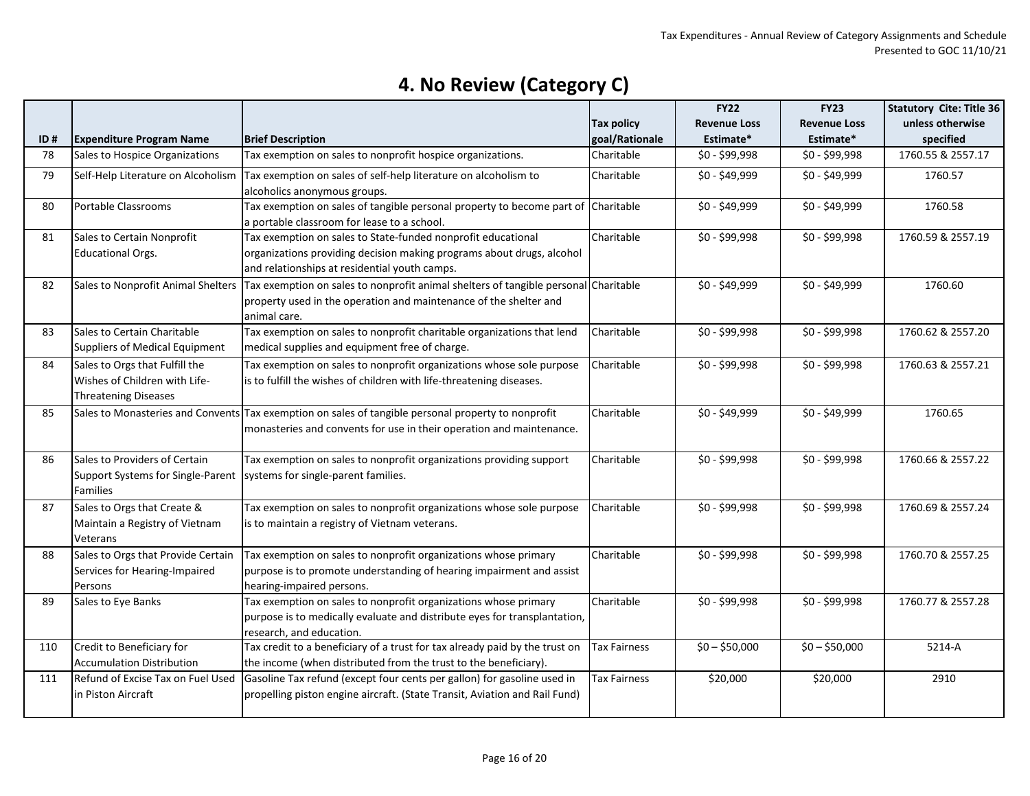# 4. No Review (Category C)

| ID # | Expenditure Program Name | Brief Description | Tax policy goal/Rationale | FY22 Revenue Loss Estimate* | FY23 Revenue Loss Estimate* | Statutory Cite: Title 36 unless otherwise specified |
|---|---|---|---|---|---|---|
| 78 | Sales to Hospice Organizations | Tax exemption on sales to nonprofit hospice organizations. | Charitable | $0 - $99,998 | $0 - $99,998 | 1760.55 & 2557.17 |
| 79 | Self-Help Literature on Alcoholism | Tax exemption on sales of self-help literature on alcoholism to alcoholics anonymous groups. | Charitable | $0 - $49,999 | $0 - $49,999 | 1760.57 |
| 80 | Portable Classrooms | Tax exemption on sales of tangible personal property to become part of a portable classroom for lease to a school. | Charitable | $0 - $49,999 | $0 - $49,999 | 1760.58 |
| 81 | Sales to Certain Nonprofit Educational Orgs. | Tax exemption on sales to State-funded nonprofit educational organizations providing decision making programs about drugs, alcohol and relationships at residential youth camps. | Charitable | $0 - $99,998 | $0 - $99,998 | 1760.59 & 2557.19 |
| 82 | Sales to Nonprofit Animal Shelters | Tax exemption on sales to nonprofit animal shelters of tangible personal property used in the operation and maintenance of the shelter and animal care. | Charitable | $0 - $49,999 | $0 - $49,999 | 1760.60 |
| 83 | Sales to Certain Charitable Suppliers of Medical Equipment | Tax exemption on sales to nonprofit charitable organizations that lend medical supplies and equipment free of charge. | Charitable | $0 - $99,998 | $0 - $99,998 | 1760.62 & 2557.20 |
| 84 | Sales to Orgs that Fulfill the Wishes of Children with Life-Threatening Diseases | Tax exemption on sales to nonprofit organizations whose sole purpose is to fulfill the wishes of children with life-threatening diseases. | Charitable | $0 - $99,998 | $0 - $99,998 | 1760.63 & 2557.21 |
| 85 | Sales to Monasteries and Convents | Tax exemption on sales of tangible personal property to nonprofit monasteries and convents for use in their operation and maintenance. | Charitable | $0 - $49,999 | $0 - $49,999 | 1760.65 |
| 86 | Sales to Providers of Certain Support Systems for Single-Parent Families | Tax exemption on sales to nonprofit organizations providing support systems for single-parent families. | Charitable | $0 - $99,998 | $0 - $99,998 | 1760.66 & 2557.22 |
| 87 | Sales to Orgs that Create & Maintain a Registry of Vietnam Veterans | Tax exemption on sales to nonprofit organizations whose sole purpose is to maintain a registry of Vietnam veterans. | Charitable | $0 - $99,998 | $0 - $99,998 | 1760.69 & 2557.24 |
| 88 | Sales to Orgs that Provide Certain Services for Hearing-Impaired Persons | Tax exemption on sales to nonprofit organizations whose primary purpose is to promote understanding of hearing impairment and assist hearing-impaired persons. | Charitable | $0 - $99,998 | $0 - $99,998 | 1760.70 & 2557.25 |
| 89 | Sales to Eye Banks | Tax exemption on sales to nonprofit organizations whose primary purpose is to medically evaluate and distribute eyes for transplantation, research, and education. | Charitable | $0 - $99,998 | $0 - $99,998 | 1760.77 & 2557.28 |
| 110 | Credit to Beneficiary for Accumulation Distribution | Tax credit to a beneficiary of a trust for tax already paid by the trust on the income (when distributed from the trust to the beneficiary). | Tax Fairness | $0 – $50,000 | $0 – $50,000 | 5214-A |
| 111 | Refund of Excise Tax on Fuel Used in Piston Aircraft | Gasoline Tax refund (except four cents per gallon) for gasoline used in propelling piston engine aircraft. (State Transit, Aviation and Rail Fund) | Tax Fairness | $20,000 | $20,000 | 2910 |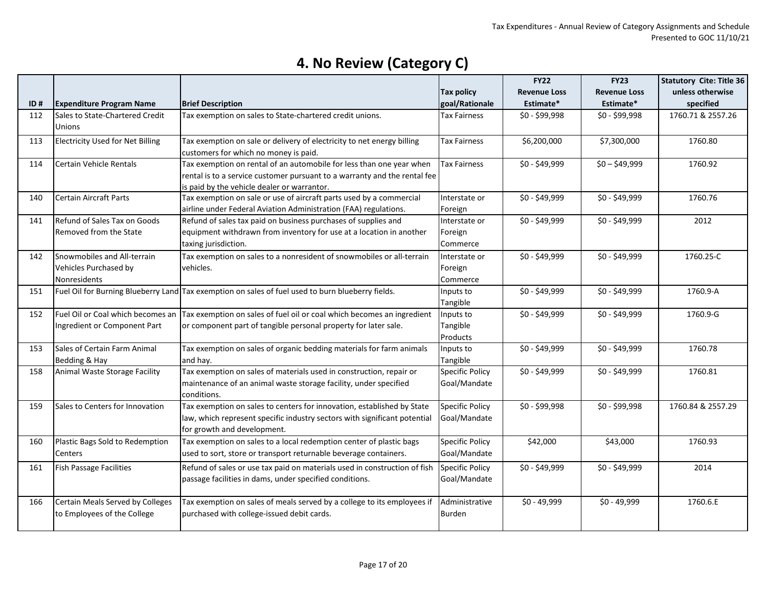# 4. No Review (Category C)

| ID # | Expenditure Program Name | Brief Description | Tax policy goal/Rationale | FY22 Revenue Loss Estimate* | FY23 Revenue Loss Estimate* | Statutory Cite: Title 36 unless otherwise specified |
|---|---|---|---|---|---|---|
| 112 | Sales to State-Chartered Credit Unions | Tax exemption on sales to State-chartered credit unions. | Tax Fairness | $0 - $99,998 | $0 - $99,998 | 1760.71 & 2557.26 |
| 113 | Electricity Used for Net Billing | Tax exemption on sale or delivery of electricity to net energy billing customers for which no money is paid. | Tax Fairness | $6,200,000 | $7,300,000 | 1760.80 |
| 114 | Certain Vehicle Rentals | Tax exemption on rental of an automobile for less than one year when rental is to a service customer pursuant to a warranty and the rental fee is paid by the vehicle dealer or warrantor. | Tax Fairness | $0 - $49,999 | $0 – $49,999 | 1760.92 |
| 140 | Certain Aircraft Parts | Tax exemption on sale or use of aircraft parts used by a commercial airline under Federal Aviation Administration (FAA) regulations. | Interstate or Foreign | $0 - $49,999 | $0 - $49,999 | 1760.76 |
| 141 | Refund of Sales Tax on Goods Removed from the State | Refund of sales tax paid on business purchases of supplies and equipment withdrawn from inventory for use at a location in another taxing jurisdiction. | Interstate or Foreign Commerce | $0 - $49,999 | $0 - $49,999 | 2012 |
| 142 | Snowmobiles and All-terrain Vehicles Purchased by Nonresidents | Tax exemption on sales to a nonresident of snowmobiles or all-terrain vehicles. | Interstate or Foreign Commerce | $0 - $49,999 | $0 - $49,999 | 1760.25-C |
| 151 | Fuel Oil for Burning Blueberry Land | Tax exemption on sales of fuel used to burn blueberry fields. | Inputs to Tangible | $0 - $49,999 | $0 - $49,999 | 1760.9-A |
| 152 | Fuel Oil or Coal which becomes an Ingredient or Component Part | Tax exemption on sales of fuel oil or coal which becomes an ingredient or component part of tangible personal property for later sale. | Inputs to Tangible Products | $0 - $49,999 | $0 - $49,999 | 1760.9-G |
| 153 | Sales of Certain Farm Animal Bedding & Hay | Tax exemption on sales of organic bedding materials for farm animals and hay. | Inputs to Tangible | $0 - $49,999 | $0 - $49,999 | 1760.78 |
| 158 | Animal Waste Storage Facility | Tax exemption on sales of materials used in construction, repair or maintenance of an animal waste storage facility, under specified conditions. | Specific Policy Goal/Mandate | $0 - $49,999 | $0 - $49,999 | 1760.81 |
| 159 | Sales to Centers for Innovation | Tax exemption on sales to centers for innovation, established by State law, which represent specific industry sectors with significant potential for growth and development. | Specific Policy Goal/Mandate | $0 - $99,998 | $0 - $99,998 | 1760.84 & 2557.29 |
| 160 | Plastic Bags Sold to Redemption Centers | Tax exemption on sales to a local redemption center of plastic bags used to sort, store or transport returnable beverage containers. | Specific Policy Goal/Mandate | $42,000 | $43,000 | 1760.93 |
| 161 | Fish Passage Facilities | Refund of sales or use tax paid on materials used in construction of fish passage facilities in dams, under specified conditions. | Specific Policy Goal/Mandate | $0 - $49,999 | $0 - $49,999 | 2014 |
| 166 | Certain Meals Served by Colleges to Employees of the College | Tax exemption on sales of meals served by a college to its employees if purchased with college-issued debit cards. | Administrative Burden | $0 - 49,999 | $0 - 49,999 | 1760.6.E |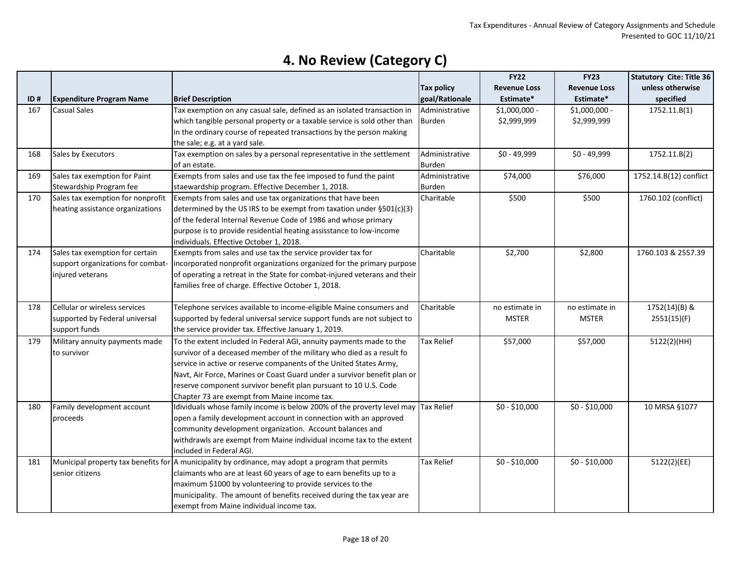# 4. No Review (Category C)

| ID # | Expenditure Program Name | Brief Description | Tax policy goal/Rationale | FY22 Revenue Loss Estimate* | FY23 Revenue Loss Estimate* | Statutory Cite: Title 36 unless otherwise specified |
|---|---|---|---|---|---|---|
| 167 | Casual Sales | Tax exemption on any casual sale, defined as an isolated transaction in which tangible personal property or a taxable service is sold other than in the ordinary course of repeated transactions by the person making the sale; e.g. at a yard sale. | Administrative Burden | $1,000,000 - $2,999,999 | $1,000,000 - $2,999,999 | 1752.11.B(1) |
| 168 | Sales by Executors | Tax exemption on sales by a personal representative in the settlement of an estate. | Administrative Burden | $0 - 49,999 | $0 - 49,999 | 1752.11.B(2) |
| 169 | Sales tax exemption for Paint Stewardship Program fee | Exempts from sales and use tax the fee imposed to fund the paint staewardship program. Effective December 1, 2018. | Administrative Burden | $74,000 | $76,000 | 1752.14.B(12) conflict |
| 170 | Sales tax exemption for nonprofit heating assistance organizations | Exempts from sales and use tax organizations that have been determined by the US IRS to be exempt from taxation under §501(c)(3) of the federal Internal Revenue Code of 1986 and whose primary purpose is to provide residential heating assisstance to low-income individuals. Effective October 1, 2018. | Charitable | $500 | $500 | 1760.102 (conflict) |
| 174 | Sales tax exemption for certain support organizations for combat-injured veterans | Exempts from sales and use tax the service provider tax for incorporated nonprofit organizations organized for the primary purpose of operating a retreat in the State for combat-injured veterans and their families free of charge. Effective October 1, 2018. | Charitable | $2,700 | $2,800 | 1760.103 & 2557.39 |
| 178 | Cellular or wireless services supported by Federal universal support funds | Telephone services available to income-eligible Maine consumers and supported by federal universal service support funds are not subject to the service provider tax. Effective January 1, 2019. | Charitable | no estimate in MSTER | no estimate in MSTER | 1752(14)(B) & 2551(15)(F) |
| 179 | Military annuity payments made to survivor | To the extent included in Federal AGI, annuity payments made to the survivor of a deceased member of the military who died as a result fo service in active or reserve companents of the United States Army, Navt, Air Force, Marines or Coast Guard under a survivor benefit plan or reserve component survivor benefit plan pursuant to 10 U.S. Code Chapter 73 are exempt from Maine income tax. | Tax Relief | $57,000 | $57,000 | 5122(2)(HH) |
| 180 | Family development account proceeds | Idividuals whose family income is below 200% of the proverty level may open a family development account in connection with an approved community development organization. Account balances and withdrawls are exempt from Maine individual income tax to the extent included in Federal AGI. | Tax Relief | $0 - $10,000 | $0 - $10,000 | 10 MRSA §1077 |
| 181 | Municipal property tax benefits for senior citizens | A municipality by ordinance, may adopt a program that permits claimants who are at least 60 years of age to earn benefits up to a maximum $1000 by volunteering to provide services to the municipality. The amount of benefits received during the tax year are exempt from Maine individual income tax. | Tax Relief | $0 - $10,000 | $0 - $10,000 | 5122(2)(EE) |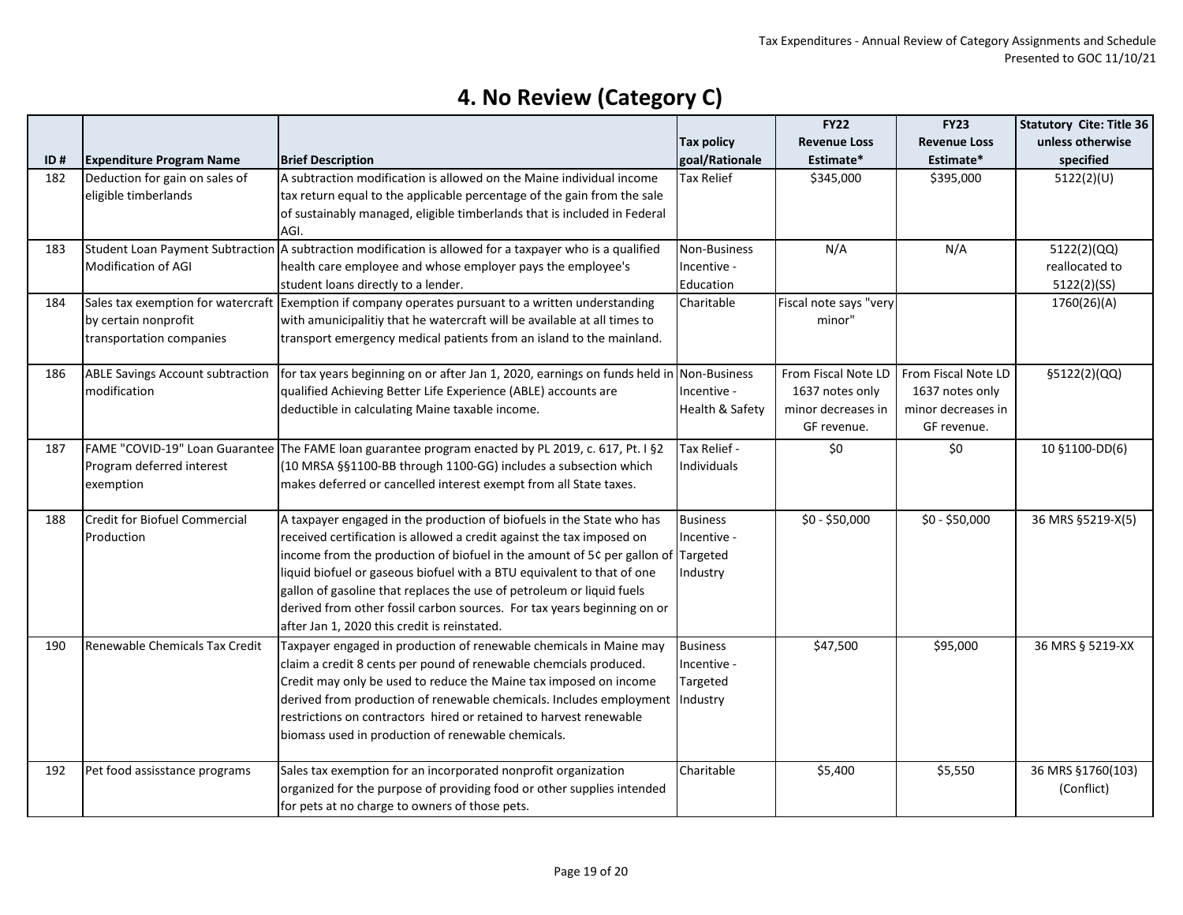# 4. No Review (Category C)

| ID # | Expenditure Program Name | Brief Description | Tax policy goal/Rationale | FY22 Revenue Loss Estimate* | FY23 Revenue Loss Estimate* | Statutory Cite: Title 36 unless otherwise specified |
|---|---|---|---|---|---|---|
| 182 | Deduction for gain on sales of eligible timberlands | A subtraction modification is allowed on the Maine individual income tax return equal to the applicable percentage of the gain from the sale of sustainably managed, eligible timberlands that is included in Federal AGI. | Tax Relief | $345,000 | $395,000 | 5122(2)(U) |
| 183 | Student Loan Payment Subtraction Modification of AGI | A subtraction modification is allowed for a taxpayer who is a qualified health care employee and whose employer pays the employee's student loans directly to a lender. | Non-Business Incentive - Education | N/A | N/A | 5122(2)(QQ) reallocated to 5122(2)(SS) |
| 184 | Sales tax exemption for watercraft by certain nonprofit transportation companies | Exemption if company operates pursuant to a written understanding with amunicipalitiy that he watercraft will be available at all times to transport emergency medical patients from an island to the mainland. | Charitable | Fiscal note says "very minor" | | 1760(26)(A) |
| 186 | ABLE Savings Account subtraction modification | for tax years beginning on or after Jan 1, 2020, earnings on funds held in qualified Achieving Better Life Experience (ABLE) accounts are deductible in calculating Maine taxable income. | Non-Business Incentive - Health & Safety | From Fiscal Note LD 1637 notes only minor decreases in GF revenue. | From Fiscal Note LD 1637 notes only minor decreases in GF revenue. | §5122(2)(QQ) |
| 187 | FAME "COVID-19" Loan Guarantee Program deferred interest exemption | The FAME loan guarantee program enacted by PL 2019, c. 617, Pt. I §2 (10 MRSA §§1100-BB through 1100-GG) includes a subsection which makes deferred or cancelled interest exempt from all State taxes. | Tax Relief - Individuals | $0 | $0 | 10 §1100-DD(6) |
| 188 | Credit for Biofuel Commercial Production | A taxpayer engaged in the production of biofuels in the State who has received certification is allowed a credit against the tax imposed on income from the production of biofuel in the amount of 5¢ per gallon of liquid biofuel or gaseous biofuel with a BTU equivalent to that of one gallon of gasoline that replaces the use of petroleum or liquid fuels derived from other fossil carbon sources. For tax years beginning on or after Jan 1, 2020 this credit is reinstated. | Business Incentive - Targeted Industry | $0 - $50,000 | $0 - $50,000 | 36 MRS §5219-X(5) |
| 190 | Renewable Chemicals Tax Credit | Taxpayer engaged in production of renewable chemicals in Maine may claim a credit 8 cents per pound of renewable chemcials produced. Credit may only be used to reduce the Maine tax imposed on income derived from production of renewable chemicals. Includes employment restrictions on contractors hired or retained to harvest renewable biomass used in production of renewable chemicals. | Business Incentive - Targeted Industry | $47,500 | $95,000 | 36 MRS § 5219-XX |
| 192 | Pet food assisstance programs | Sales tax exemption for an incorporated nonprofit organization organized for the purpose of providing food or other supplies intended for pets at no charge to owners of those pets. | Charitable | $5,400 | $5,550 | 36 MRS §1760(103) (Conflict) |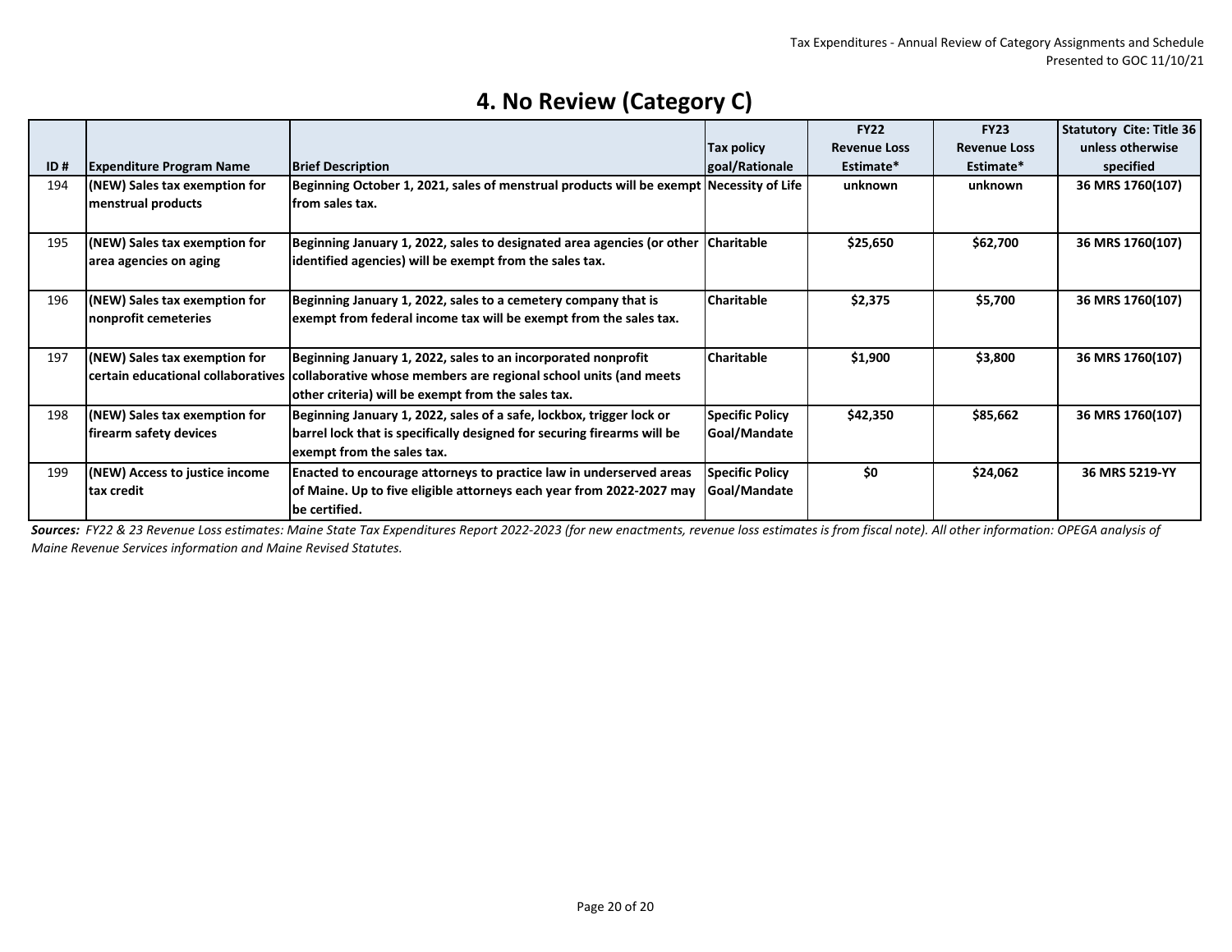## 4. No Review (Category C)

| ID # | Expenditure Program Name | Brief Description | Tax policy goal/Rationale | FY22 Revenue Loss Estimate* | FY23 Revenue Loss Estimate* | Statutory Cite: Title 36 unless otherwise specified |
|---|---|---|---|---|---|---|
| 194 | **(NEW) Sales tax exemption for menstrual products** | **Beginning October 1, 2021, sales of menstrual products will be exempt from sales tax.** | **Necessity of Life** | **unknown** | **unknown** | **36 MRS 1760(107)** |
| 195 | **(NEW) Sales tax exemption for area agencies on aging** | **Beginning January 1, 2022, sales to designated area agencies (or other identified agencies) will be exempt from the sales tax.** | **Charitable** | **$25,650** | **$62,700** | **36 MRS 1760(107)** |
| 196 | **(NEW) Sales tax exemption for nonprofit cemeteries** | **Beginning January 1, 2022, sales to a cemetery company that is exempt from federal income tax will be exempt from the sales tax.** | **Charitable** | **$2,375** | **$5,700** | **36 MRS 1760(107)** |
| 197 | **(NEW) Sales tax exemption for certain educational collaboratives** | **Beginning January 1, 2022, sales to an incorporated nonprofit collaborative whose members are regional school units (and meets other criteria) will be exempt from the sales tax.** | **Charitable** | **$1,900** | **$3,800** | **36 MRS 1760(107)** |
| 198 | **(NEW) Sales tax exemption for firearm safety devices** | **Beginning January 1, 2022, sales of a safe, lockbox, trigger lock or barrel lock that is specifically designed for securing firearms will be exempt from the sales tax.** | **Specific Policy Goal/Mandate** | **$42,350** | **$85,662** | **36 MRS 1760(107)** |
| 199 | **(NEW) Access to justice income tax credit** | **Enacted to encourage attorneys to practice law in underserved areas of Maine. Up to five eligible attorneys each year from 2022-2027 may be certified.** | **Specific Policy Goal/Mandate** | **$0** | **$24,062** | **36 MRS 5219-YY** |

***Sources:*** *FY22 & 23 Revenue Loss estimates: Maine State Tax Expenditures Report 2022-2023 (for new enactments, revenue loss estimates is from fiscal note). All other information: OPEGA analysis of Maine Revenue Services information and Maine Revised Statutes.*